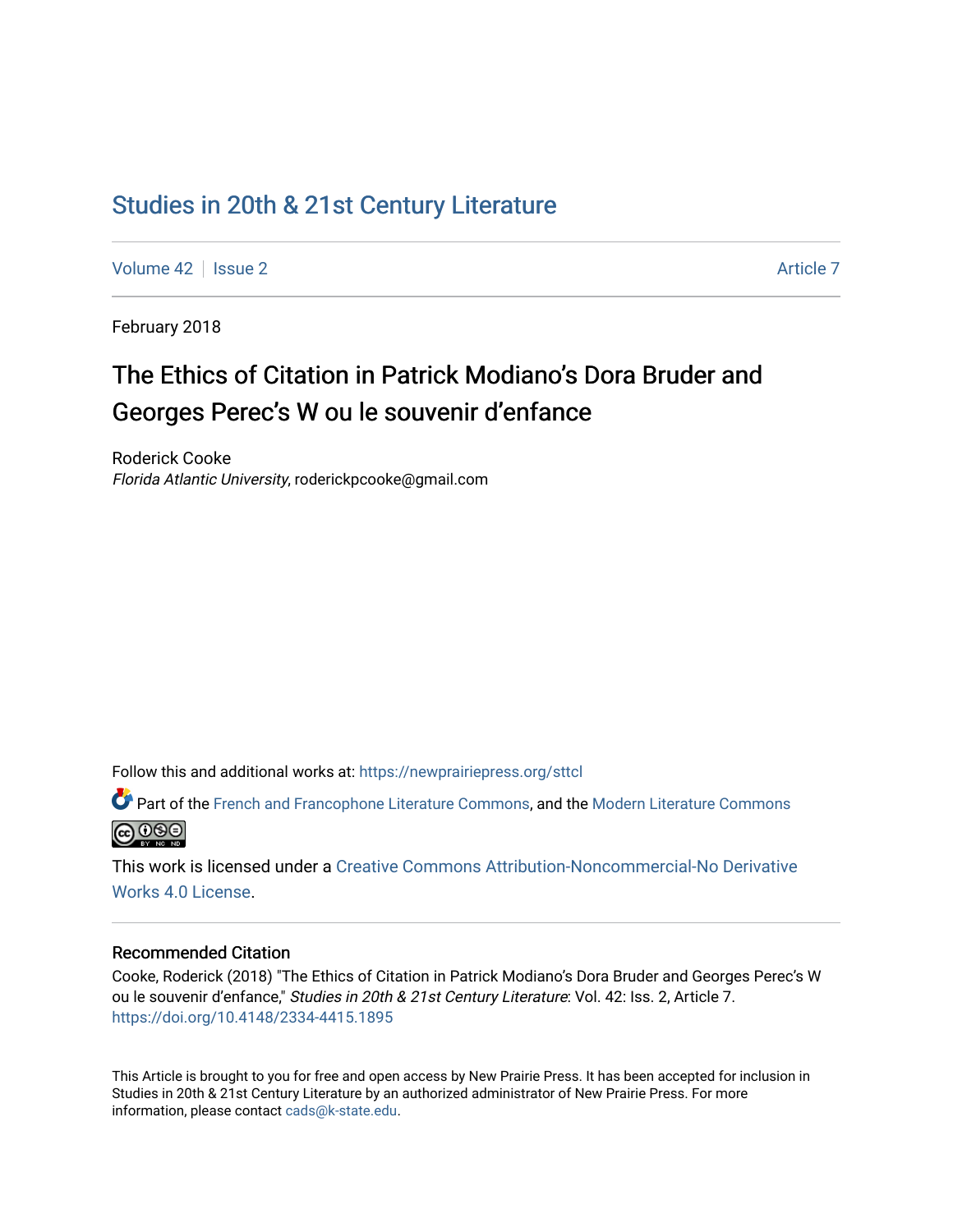# Studies in 20th & 21st Century Literature

Volume 42 | Issue 2 Article 7

February 2018

## The Ethics of Citation in Patrick Modiano's Dora Bruder and Georges Perec's W ou le souvenir d'enfance

Roderick Cooke
*Florida Atlantic University*, roderickpcooke@gmail.com

Follow this and additional works at: https://newprairiepress.org/sttcl

Part of the French and Francophone Literature Commons, and the Modern Literature Commons

This work is licensed under a Creative Commons Attribution-Noncommercial-No Derivative Works 4.0 License.

### Recommended Citation

Cooke, Roderick (2018) "The Ethics of Citation in Patrick Modiano's Dora Bruder and Georges Perec's W ou le souvenir d'enfance," *Studies in 20th & 21st Century Literature*: Vol. 42: Iss. 2, Article 7. https://doi.org/10.4148/2334-4415.1895

This Article is brought to you for free and open access by New Prairie Press. It has been accepted for inclusion in Studies in 20th & 21st Century Literature by an authorized administrator of New Prairie Press. For more information, please contact cads@k-state.edu.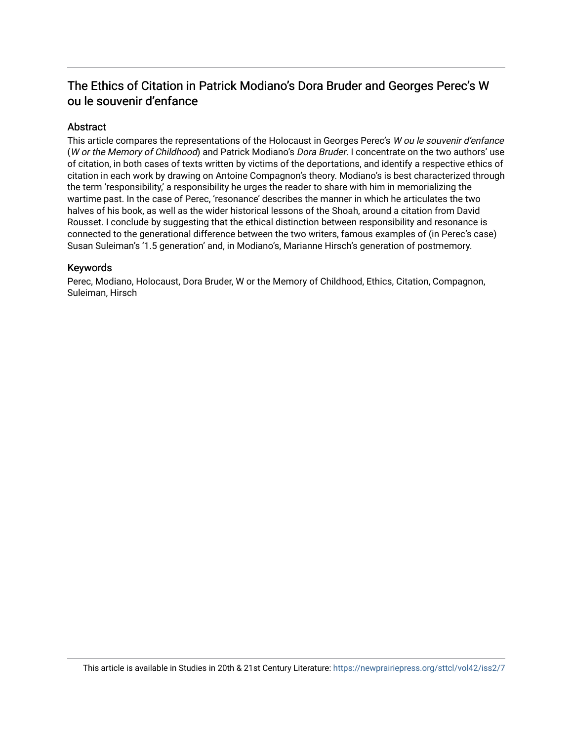# The Ethics of Citation in Patrick Modiano's Dora Bruder and Georges Perec's W ou le souvenir d'enfance

## Abstract

This article compares the representations of the Holocaust in Georges Perec's *W ou le souvenir d'enfance* (*W or the Memory of Childhood*) and Patrick Modiano's *Dora Bruder*. I concentrate on the two authors' use of citation, in both cases of texts written by victims of the deportations, and identify a respective ethics of citation in each work by drawing on Antoine Compagnon's theory. Modiano's is best characterized through the term 'responsibility,' a responsibility he urges the reader to share with him in memorializing the wartime past. In the case of Perec, 'resonance' describes the manner in which he articulates the two halves of his book, as well as the wider historical lessons of the Shoah, around a citation from David Rousset. I conclude by suggesting that the ethical distinction between responsibility and resonance is connected to the generational difference between the two writers, famous examples of (in Perec's case) Susan Suleiman's '1.5 generation' and, in Modiano's, Marianne Hirsch's generation of postmemory.

## Keywords

Perec, Modiano, Holocaust, Dora Bruder, W or the Memory of Childhood, Ethics, Citation, Compagnon, Suleiman, Hirsch

This article is available in Studies in 20th & 21st Century Literature: https://newprairiepress.org/sttcl/vol42/iss2/7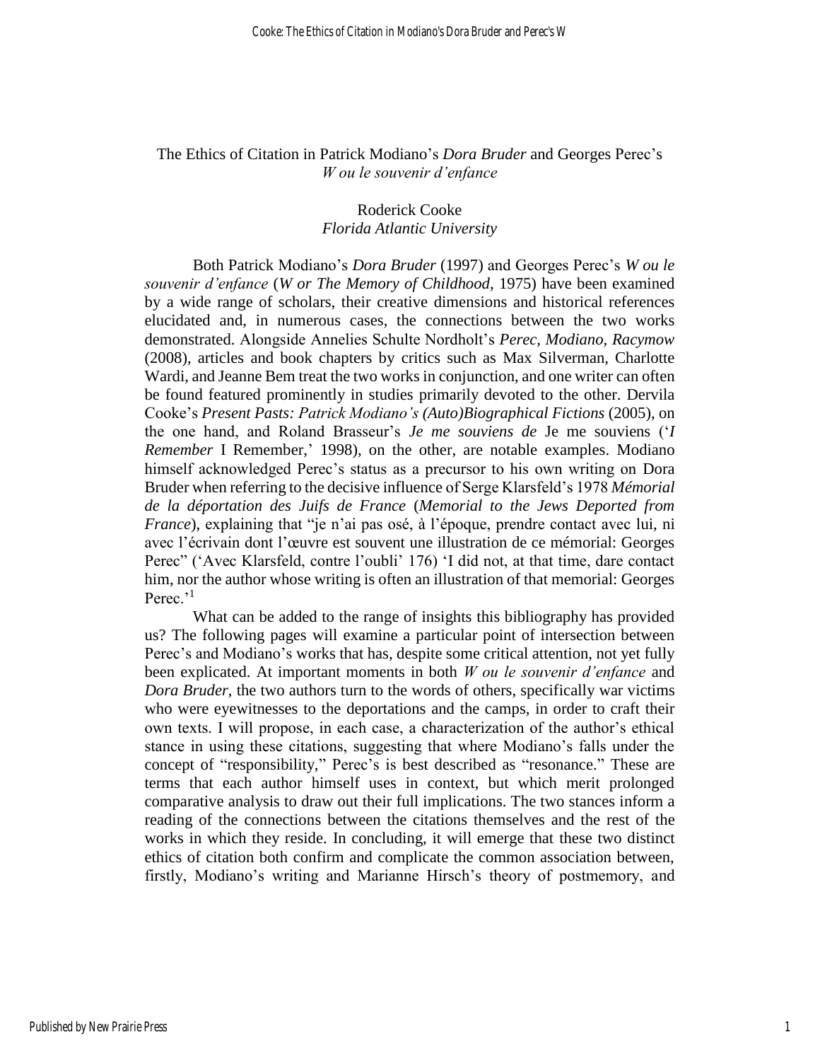The Ethics of Citation in Patrick Modiano's *Dora Bruder* and Georges Perec's *W ou le souvenir d'enfance*

Roderick Cooke
*Florida Atlantic University*

Both Patrick Modiano's *Dora Bruder* (1997) and Georges Perec's *W ou le souvenir d'enfance* (*W or The Memory of Childhood*, 1975) have been examined by a wide range of scholars, their creative dimensions and historical references elucidated and, in numerous cases, the connections between the two works demonstrated. Alongside Annelies Schulte Nordholt's *Perec, Modiano, Racymow* (2008), articles and book chapters by critics such as Max Silverman, Charlotte Wardi, and Jeanne Bem treat the two works in conjunction, and one writer can often be found featured prominently in studies primarily devoted to the other. Dervila Cooke's *Present Pasts: Patrick Modiano's (Auto)Biographical Fictions* (2005), on the one hand, and Roland Brasseur's *Je me souviens de* Je me souviens ('*I Remember* I Remember,' 1998), on the other, are notable examples. Modiano himself acknowledged Perec's status as a precursor to his own writing on Dora Bruder when referring to the decisive influence of Serge Klarsfeld's 1978 *Mémorial de la déportation des Juifs de France* (*Memorial to the Jews Deported from France*), explaining that "je n'ai pas osé, à l'époque, prendre contact avec lui, ni avec l'écrivain dont l'œuvre est souvent une illustration de ce mémorial: Georges Perec" ('Avec Klarsfeld, contre l'oubli' 176) 'I did not, at that time, dare contact him, nor the author whose writing is often an illustration of that memorial: Georges Perec.'[1]

What can be added to the range of insights this bibliography has provided us? The following pages will examine a particular point of intersection between Perec's and Modiano's works that has, despite some critical attention, not yet fully been explicated. At important moments in both *W ou le souvenir d'enfance* and *Dora Bruder*, the two authors turn to the words of others, specifically war victims who were eyewitnesses to the deportations and the camps, in order to craft their own texts. I will propose, in each case, a characterization of the author's ethical stance in using these citations, suggesting that where Modiano's falls under the concept of "responsibility," Perec's is best described as "resonance." These are terms that each author himself uses in context, but which merit prolonged comparative analysis to draw out their full implications. The two stances inform a reading of the connections between the citations themselves and the rest of the works in which they reside. In concluding, it will emerge that these two distinct ethics of citation both confirm and complicate the common association between, firstly, Modiano's writing and Marianne Hirsch's theory of postmemory, and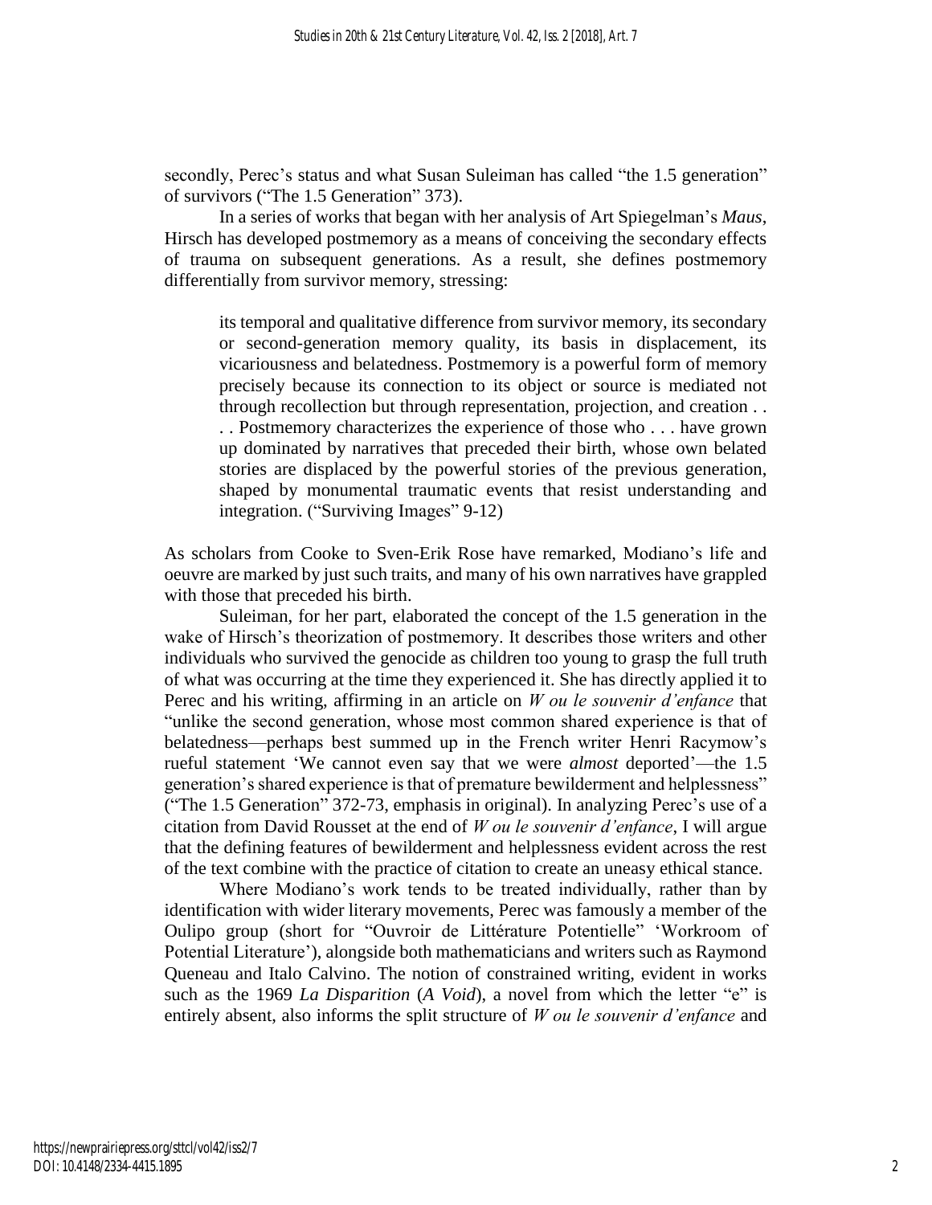secondly, Perec's status and what Susan Suleiman has called "the 1.5 generation" of survivors ("The 1.5 Generation" 373).

In a series of works that began with her analysis of Art Spiegelman's *Maus*, Hirsch has developed postmemory as a means of conceiving the secondary effects of trauma on subsequent generations. As a result, she defines postmemory differentially from survivor memory, stressing:

> its temporal and qualitative difference from survivor memory, its secondary or second-generation memory quality, its basis in displacement, its vicariousness and belatedness. Postmemory is a powerful form of memory precisely because its connection to its object or source is mediated not through recollection but through representation, projection, and creation . . . . Postmemory characterizes the experience of those who . . . have grown up dominated by narratives that preceded their birth, whose own belated stories are displaced by the powerful stories of the previous generation, shaped by monumental traumatic events that resist understanding and integration. ("Surviving Images" 9-12)

As scholars from Cooke to Sven-Erik Rose have remarked, Modiano's life and oeuvre are marked by just such traits, and many of his own narratives have grappled with those that preceded his birth.

Suleiman, for her part, elaborated the concept of the 1.5 generation in the wake of Hirsch's theorization of postmemory. It describes those writers and other individuals who survived the genocide as children too young to grasp the full truth of what was occurring at the time they experienced it. She has directly applied it to Perec and his writing, affirming in an article on *W ou le souvenir d'enfance* that "unlike the second generation, whose most common shared experience is that of belatedness—perhaps best summed up in the French writer Henri Racymow's rueful statement 'We cannot even say that we were *almost* deported'—the 1.5 generation's shared experience is that of premature bewilderment and helplessness" ("The 1.5 Generation" 372-73, emphasis in original). In analyzing Perec's use of a citation from David Rousset at the end of *W ou le souvenir d'enfance*, I will argue that the defining features of bewilderment and helplessness evident across the rest of the text combine with the practice of citation to create an uneasy ethical stance.

Where Modiano's work tends to be treated individually, rather than by identification with wider literary movements, Perec was famously a member of the Oulipo group (short for "Ouvroir de Littérature Potentielle" 'Workroom of Potential Literature'), alongside both mathematicians and writers such as Raymond Queneau and Italo Calvino. The notion of constrained writing, evident in works such as the 1969 *La Disparition* (*A Void*), a novel from which the letter "e" is entirely absent, also informs the split structure of *W ou le souvenir d'enfance* and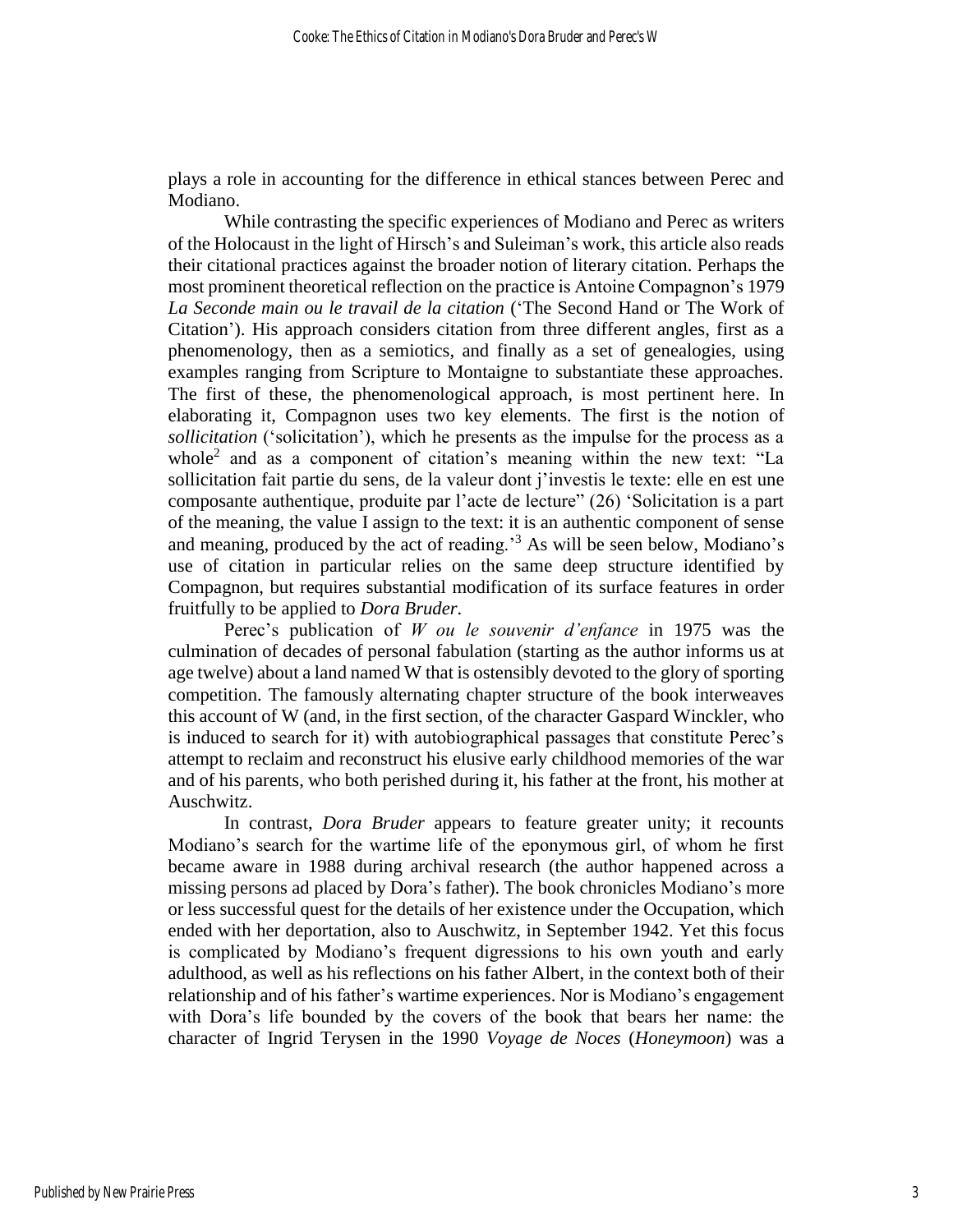plays a role in accounting for the difference in ethical stances between Perec and Modiano.

While contrasting the specific experiences of Modiano and Perec as writers of the Holocaust in the light of Hirsch's and Suleiman's work, this article also reads their citational practices against the broader notion of literary citation. Perhaps the most prominent theoretical reflection on the practice is Antoine Compagnon's 1979 *La Seconde main ou le travail de la citation* ('The Second Hand or The Work of Citation'). His approach considers citation from three different angles, first as a phenomenology, then as a semiotics, and finally as a set of genealogies, using examples ranging from Scripture to Montaigne to substantiate these approaches. The first of these, the phenomenological approach, is most pertinent here. In elaborating it, Compagnon uses two key elements. The first is the notion of *sollicitation* ('solicitation'), which he presents as the impulse for the process as a whole[2] and as a component of citation's meaning within the new text: "La sollicitation fait partie du sens, de la valeur dont j'investis le texte: elle en est une composante authentique, produite par l'acte de lecture" (26) 'Solicitation is a part of the meaning, the value I assign to the text: it is an authentic component of sense and meaning, produced by the act of reading.'[3] As will be seen below, Modiano's use of citation in particular relies on the same deep structure identified by Compagnon, but requires substantial modification of its surface features in order fruitfully to be applied to *Dora Bruder*.

Perec's publication of *W ou le souvenir d'enfance* in 1975 was the culmination of decades of personal fabulation (starting as the author informs us at age twelve) about a land named W that is ostensibly devoted to the glory of sporting competition. The famously alternating chapter structure of the book interweaves this account of W (and, in the first section, of the character Gaspard Winckler, who is induced to search for it) with autobiographical passages that constitute Perec's attempt to reclaim and reconstruct his elusive early childhood memories of the war and of his parents, who both perished during it, his father at the front, his mother at Auschwitz.

In contrast, *Dora Bruder* appears to feature greater unity; it recounts Modiano's search for the wartime life of the eponymous girl, of whom he first became aware in 1988 during archival research (the author happened across a missing persons ad placed by Dora's father). The book chronicles Modiano's more or less successful quest for the details of her existence under the Occupation, which ended with her deportation, also to Auschwitz, in September 1942. Yet this focus is complicated by Modiano's frequent digressions to his own youth and early adulthood, as well as his reflections on his father Albert, in the context both of their relationship and of his father's wartime experiences. Nor is Modiano's engagement with Dora's life bounded by the covers of the book that bears her name: the character of Ingrid Terysen in the 1990 *Voyage de Noces* (*Honeymoon*) was a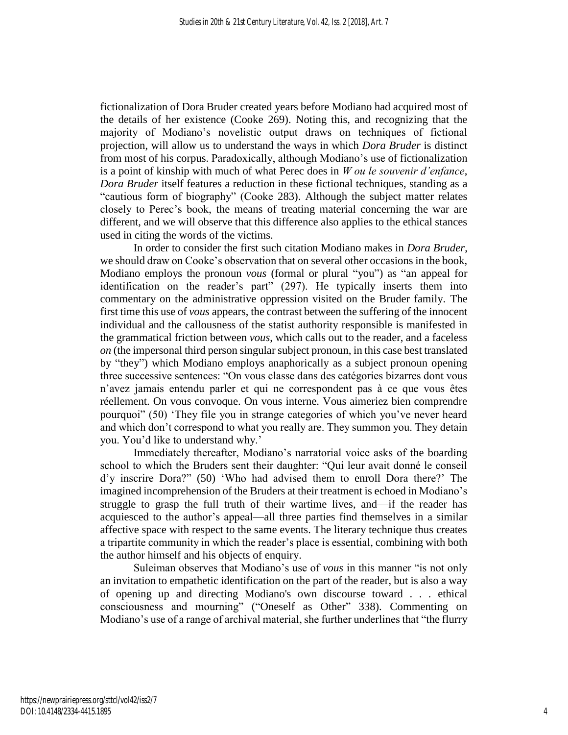fictionalization of Dora Bruder created years before Modiano had acquired most of the details of her existence (Cooke 269). Noting this, and recognizing that the majority of Modiano's novelistic output draws on techniques of fictional projection, will allow us to understand the ways in which *Dora Bruder* is distinct from most of his corpus. Paradoxically, although Modiano's use of fictionalization is a point of kinship with much of what Perec does in *W ou le souvenir d'enfance*, *Dora Bruder* itself features a reduction in these fictional techniques, standing as a "cautious form of biography" (Cooke 283). Although the subject matter relates closely to Perec's book, the means of treating material concerning the war are different, and we will observe that this difference also applies to the ethical stances used in citing the words of the victims.

In order to consider the first such citation Modiano makes in *Dora Bruder*, we should draw on Cooke's observation that on several other occasions in the book, Modiano employs the pronoun *vous* (formal or plural "you") as "an appeal for identification on the reader's part" (297). He typically inserts them into commentary on the administrative oppression visited on the Bruder family. The first time this use of *vous* appears, the contrast between the suffering of the innocent individual and the callousness of the statist authority responsible is manifested in the grammatical friction between *vous*, which calls out to the reader, and a faceless *on* (the impersonal third person singular subject pronoun, in this case best translated by "they") which Modiano employs anaphorically as a subject pronoun opening three successive sentences: "On vous classe dans des catégories bizarres dont vous n'avez jamais entendu parler et qui ne correspondent pas à ce que vous êtes réellement. On vous convoque. On vous interne. Vous aimeriez bien comprendre pourquoi" (50) 'They file you in strange categories of which you've never heard and which don't correspond to what you really are. They summon you. They detain you. You'd like to understand why.'

Immediately thereafter, Modiano's narratorial voice asks of the boarding school to which the Bruders sent their daughter: "Qui leur avait donné le conseil d'y inscrire Dora?" (50) 'Who had advised them to enroll Dora there?' The imagined incomprehension of the Bruders at their treatment is echoed in Modiano's struggle to grasp the full truth of their wartime lives, and—if the reader has acquiesced to the author's appeal—all three parties find themselves in a similar affective space with respect to the same events. The literary technique thus creates a tripartite community in which the reader's place is essential, combining with both the author himself and his objects of enquiry.

Suleiman observes that Modiano's use of *vous* in this manner "is not only an invitation to empathetic identification on the part of the reader, but is also a way of opening up and directing Modiano's own discourse toward . . . ethical consciousness and mourning" ("Oneself as Other" 338). Commenting on Modiano's use of a range of archival material, she further underlines that "the flurry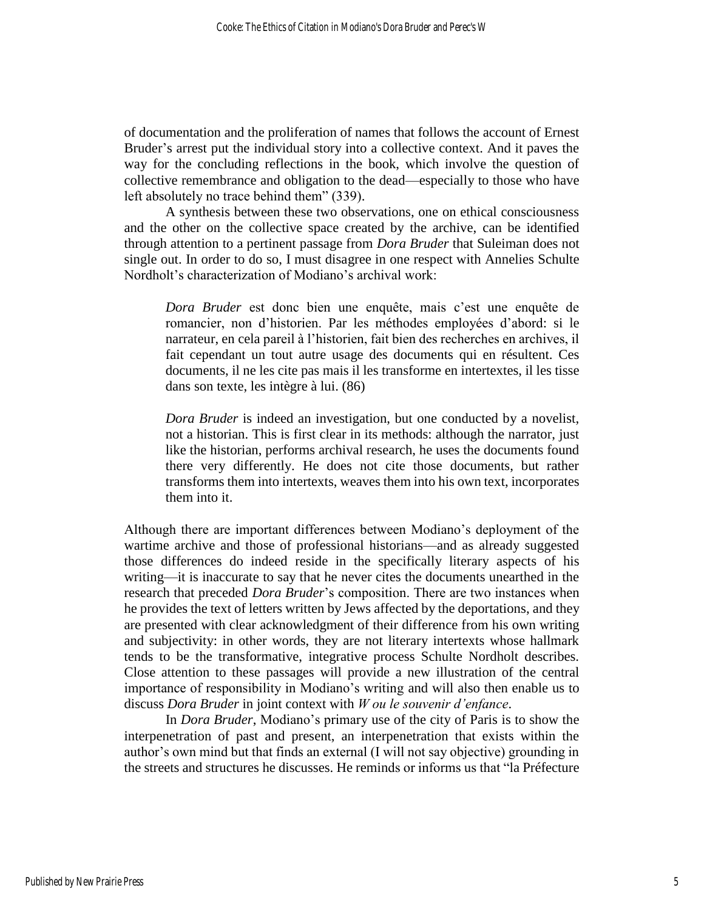of documentation and the proliferation of names that follows the account of Ernest Bruder's arrest put the individual story into a collective context. And it paves the way for the concluding reflections in the book, which involve the question of collective remembrance and obligation to the dead—especially to those who have left absolutely no trace behind them" (339).

A synthesis between these two observations, one on ethical consciousness and the other on the collective space created by the archive, can be identified through attention to a pertinent passage from *Dora Bruder* that Suleiman does not single out. In order to do so, I must disagree in one respect with Annelies Schulte Nordholt's characterization of Modiano's archival work:

> *Dora Bruder* est donc bien une enquête, mais c'est une enquête de romancier, non d'historien. Par les méthodes employées d'abord: si le narrateur, en cela pareil à l'historien, fait bien des recherches en archives, il fait cependant un tout autre usage des documents qui en résultent. Ces documents, il ne les cite pas mais il les transforme en intertextes, il les tisse dans son texte, les intègre à lui. (86)
>
> *Dora Bruder* is indeed an investigation, but one conducted by a novelist, not a historian. This is first clear in its methods: although the narrator, just like the historian, performs archival research, he uses the documents found there very differently. He does not cite those documents, but rather transforms them into intertexts, weaves them into his own text, incorporates them into it.

Although there are important differences between Modiano's deployment of the wartime archive and those of professional historians—and as already suggested those differences do indeed reside in the specifically literary aspects of his writing—it is inaccurate to say that he never cites the documents unearthed in the research that preceded *Dora Bruder*'s composition. There are two instances when he provides the text of letters written by Jews affected by the deportations, and they are presented with clear acknowledgment of their difference from his own writing and subjectivity: in other words, they are not literary intertexts whose hallmark tends to be the transformative, integrative process Schulte Nordholt describes. Close attention to these passages will provide a new illustration of the central importance of responsibility in Modiano's writing and will also then enable us to discuss *Dora Bruder* in joint context with *W ou le souvenir d'enfance*.

In *Dora Bruder*, Modiano's primary use of the city of Paris is to show the interpenetration of past and present, an interpenetration that exists within the author's own mind but that finds an external (I will not say objective) grounding in the streets and structures he discusses. He reminds or informs us that "la Préfecture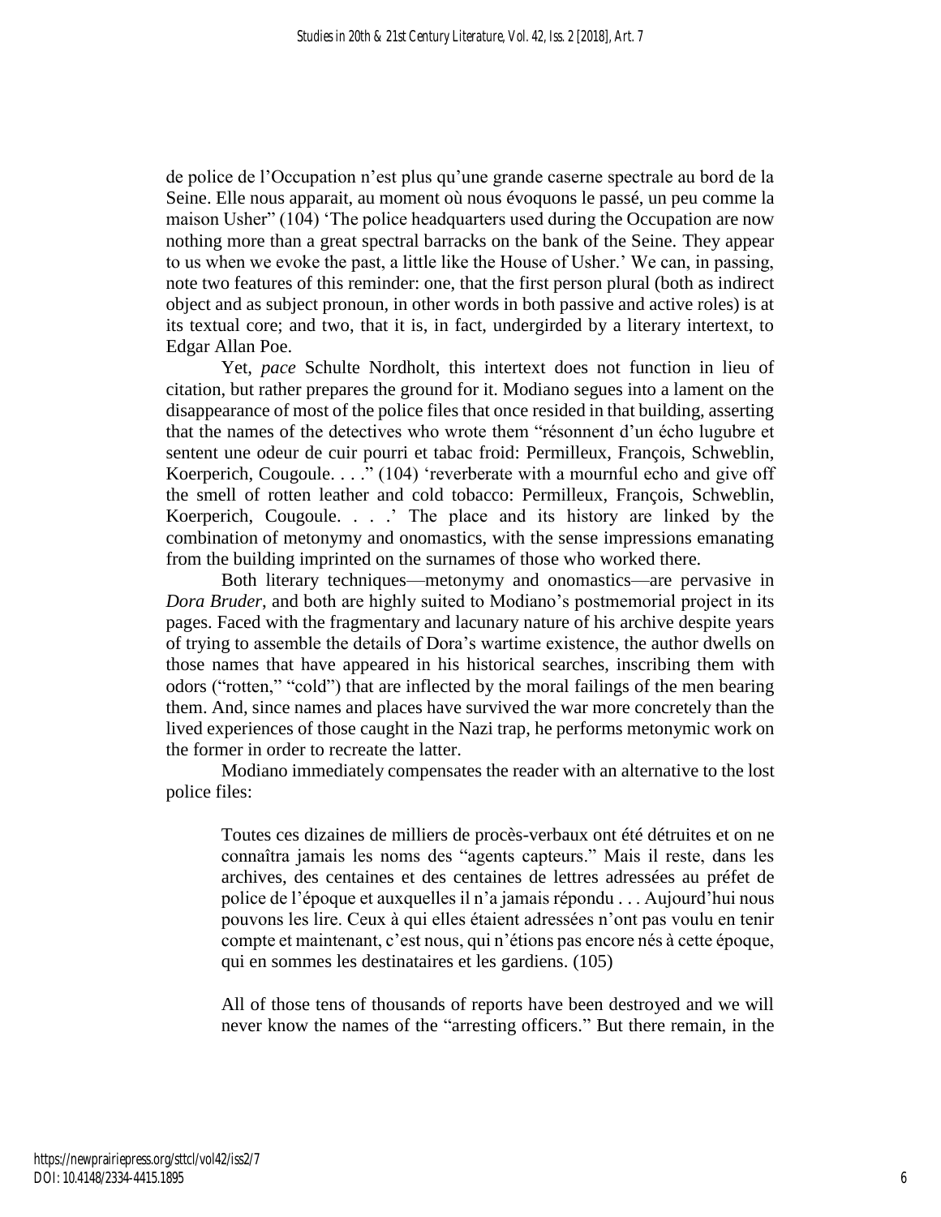de police de l'Occupation n'est plus qu'une grande caserne spectrale au bord de la Seine. Elle nous apparait, au moment où nous évoquons le passé, un peu comme la maison Usher" (104) 'The police headquarters used during the Occupation are now nothing more than a great spectral barracks on the bank of the Seine. They appear to us when we evoke the past, a little like the House of Usher.' We can, in passing, note two features of this reminder: one, that the first person plural (both as indirect object and as subject pronoun, in other words in both passive and active roles) is at its textual core; and two, that it is, in fact, undergirded by a literary intertext, to Edgar Allan Poe.

Yet, *pace* Schulte Nordholt, this intertext does not function in lieu of citation, but rather prepares the ground for it. Modiano segues into a lament on the disappearance of most of the police files that once resided in that building, asserting that the names of the detectives who wrote them "résonnent d'un écho lugubre et sentent une odeur de cuir pourri et tabac froid: Permilleux, François, Schweblin, Koerperich, Cougoule. . . ." (104) 'reverberate with a mournful echo and give off the smell of rotten leather and cold tobacco: Permilleux, François, Schweblin, Koerperich, Cougoule. . . .' The place and its history are linked by the combination of metonymy and onomastics, with the sense impressions emanating from the building imprinted on the surnames of those who worked there.

Both literary techniques—metonymy and onomastics—are pervasive in *Dora Bruder*, and both are highly suited to Modiano's postmemorial project in its pages. Faced with the fragmentary and lacunary nature of his archive despite years of trying to assemble the details of Dora's wartime existence, the author dwells on those names that have appeared in his historical searches, inscribing them with odors ("rotten," "cold") that are inflected by the moral failings of the men bearing them. And, since names and places have survived the war more concretely than the lived experiences of those caught in the Nazi trap, he performs metonymic work on the former in order to recreate the latter.

Modiano immediately compensates the reader with an alternative to the lost police files:

> Toutes ces dizaines de milliers de procès-verbaux ont été détruites et on ne connaîtra jamais les noms des "agents capteurs." Mais il reste, dans les archives, des centaines et des centaines de lettres adressées au préfet de police de l'époque et auxquelles il n'a jamais répondu . . . Aujourd'hui nous pouvons les lire. Ceux à qui elles étaient adressées n'ont pas voulu en tenir compte et maintenant, c'est nous, qui n'étions pas encore nés à cette époque, qui en sommes les destinataires et les gardiens. (105)

> All of those tens of thousands of reports have been destroyed and we will never know the names of the "arresting officers." But there remain, in the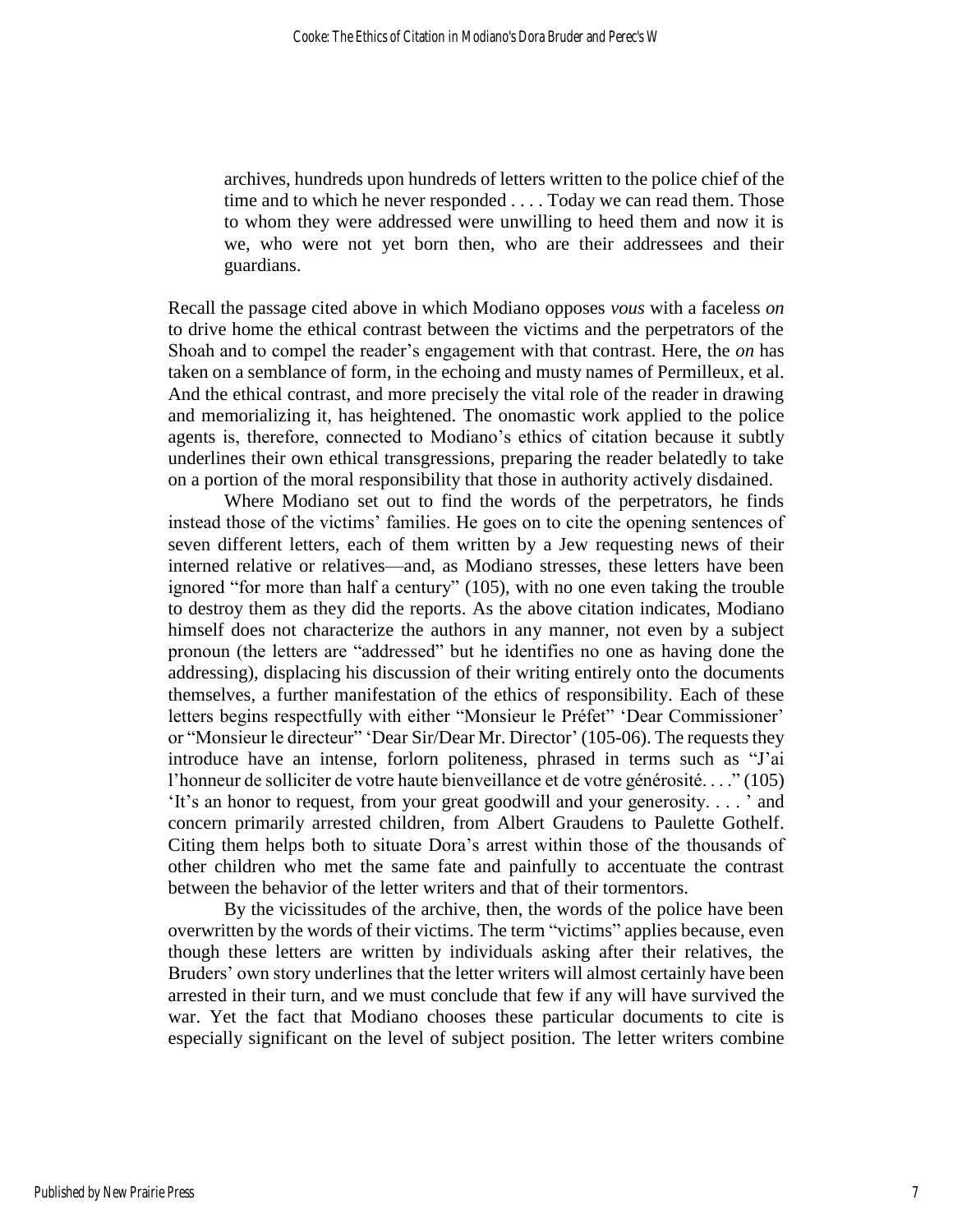> archives, hundreds upon hundreds of letters written to the police chief of the time and to which he never responded . . . . Today we can read them. Those to whom they were addressed were unwilling to heed them and now it is we, who were not yet born then, who are their addressees and their guardians.

Recall the passage cited above in which Modiano opposes *vous* with a faceless *on* to drive home the ethical contrast between the victims and the perpetrators of the Shoah and to compel the reader's engagement with that contrast. Here, the *on* has taken on a semblance of form, in the echoing and musty names of Permilleux, et al. And the ethical contrast, and more precisely the vital role of the reader in drawing and memorializing it, has heightened. The onomastic work applied to the police agents is, therefore, connected to Modiano's ethics of citation because it subtly underlines their own ethical transgressions, preparing the reader belatedly to take on a portion of the moral responsibility that those in authority actively disdained.

Where Modiano set out to find the words of the perpetrators, he finds instead those of the victims' families. He goes on to cite the opening sentences of seven different letters, each of them written by a Jew requesting news of their interned relative or relatives—and, as Modiano stresses, these letters have been ignored "for more than half a century" (105), with no one even taking the trouble to destroy them as they did the reports. As the above citation indicates, Modiano himself does not characterize the authors in any manner, not even by a subject pronoun (the letters are "addressed" but he identifies no one as having done the addressing), displacing his discussion of their writing entirely onto the documents themselves, a further manifestation of the ethics of responsibility. Each of these letters begins respectfully with either "Monsieur le Préfet" 'Dear Commissioner' or "Monsieur le directeur" 'Dear Sir/Dear Mr. Director' (105-06). The requests they introduce have an intense, forlorn politeness, phrased in terms such as "J'ai l'honneur de solliciter de votre haute bienveillance et de votre générosité. . . ." (105) 'It's an honor to request, from your great goodwill and your generosity. . . . ' and concern primarily arrested children, from Albert Graudens to Paulette Gothelf. Citing them helps both to situate Dora's arrest within those of the thousands of other children who met the same fate and painfully to accentuate the contrast between the behavior of the letter writers and that of their tormentors.

By the vicissitudes of the archive, then, the words of the police have been overwritten by the words of their victims. The term "victims" applies because, even though these letters are written by individuals asking after their relatives, the Bruders' own story underlines that the letter writers will almost certainly have been arrested in their turn, and we must conclude that few if any will have survived the war. Yet the fact that Modiano chooses these particular documents to cite is especially significant on the level of subject position. The letter writers combine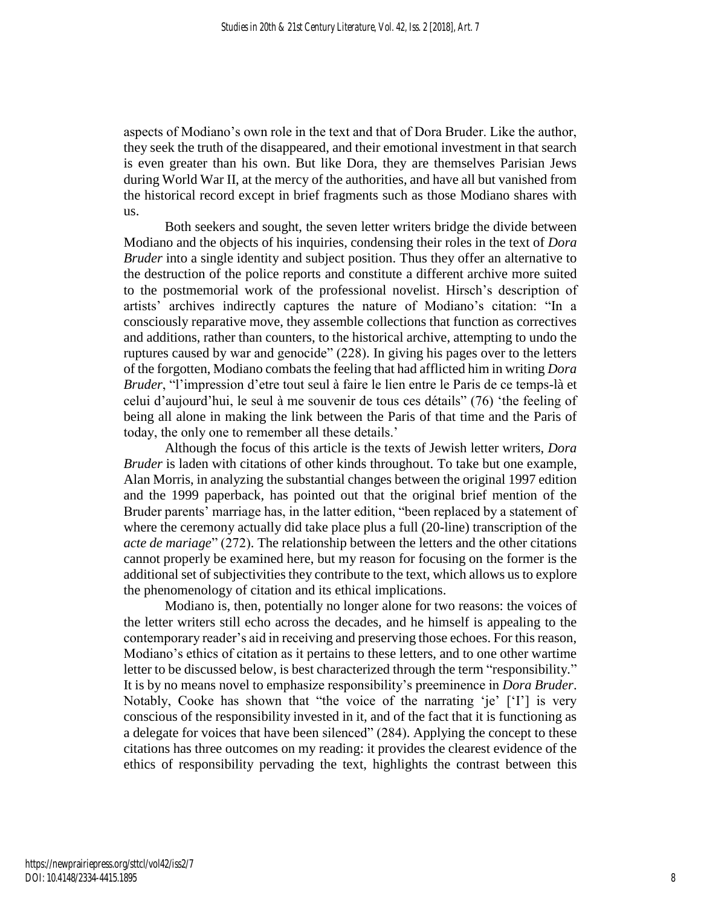aspects of Modiano's own role in the text and that of Dora Bruder. Like the author, they seek the truth of the disappeared, and their emotional investment in that search is even greater than his own. But like Dora, they are themselves Parisian Jews during World War II, at the mercy of the authorities, and have all but vanished from the historical record except in brief fragments such as those Modiano shares with us.

Both seekers and sought, the seven letter writers bridge the divide between Modiano and the objects of his inquiries, condensing their roles in the text of *Dora Bruder* into a single identity and subject position. Thus they offer an alternative to the destruction of the police reports and constitute a different archive more suited to the postmemorial work of the professional novelist. Hirsch's description of artists' archives indirectly captures the nature of Modiano's citation: "In a consciously reparative move, they assemble collections that function as correctives and additions, rather than counters, to the historical archive, attempting to undo the ruptures caused by war and genocide" (228). In giving his pages over to the letters of the forgotten, Modiano combats the feeling that had afflicted him in writing *Dora Bruder*, "l'impression d'etre tout seul à faire le lien entre le Paris de ce temps-là et celui d'aujourd'hui, le seul à me souvenir de tous ces détails" (76) 'the feeling of being all alone in making the link between the Paris of that time and the Paris of today, the only one to remember all these details.'

Although the focus of this article is the texts of Jewish letter writers, *Dora Bruder* is laden with citations of other kinds throughout. To take but one example, Alan Morris, in analyzing the substantial changes between the original 1997 edition and the 1999 paperback, has pointed out that the original brief mention of the Bruder parents' marriage has, in the latter edition, "been replaced by a statement of where the ceremony actually did take place plus a full (20-line) transcription of the *acte de mariage*" (272). The relationship between the letters and the other citations cannot properly be examined here, but my reason for focusing on the former is the additional set of subjectivities they contribute to the text, which allows us to explore the phenomenology of citation and its ethical implications.

Modiano is, then, potentially no longer alone for two reasons: the voices of the letter writers still echo across the decades, and he himself is appealing to the contemporary reader's aid in receiving and preserving those echoes. For this reason, Modiano's ethics of citation as it pertains to these letters, and to one other wartime letter to be discussed below, is best characterized through the term "responsibility." It is by no means novel to emphasize responsibility's preeminence in *Dora Bruder*. Notably, Cooke has shown that "the voice of the narrating 'je' ['I'] is very conscious of the responsibility invested in it, and of the fact that it is functioning as a delegate for voices that have been silenced" (284). Applying the concept to these citations has three outcomes on my reading: it provides the clearest evidence of the ethics of responsibility pervading the text, highlights the contrast between this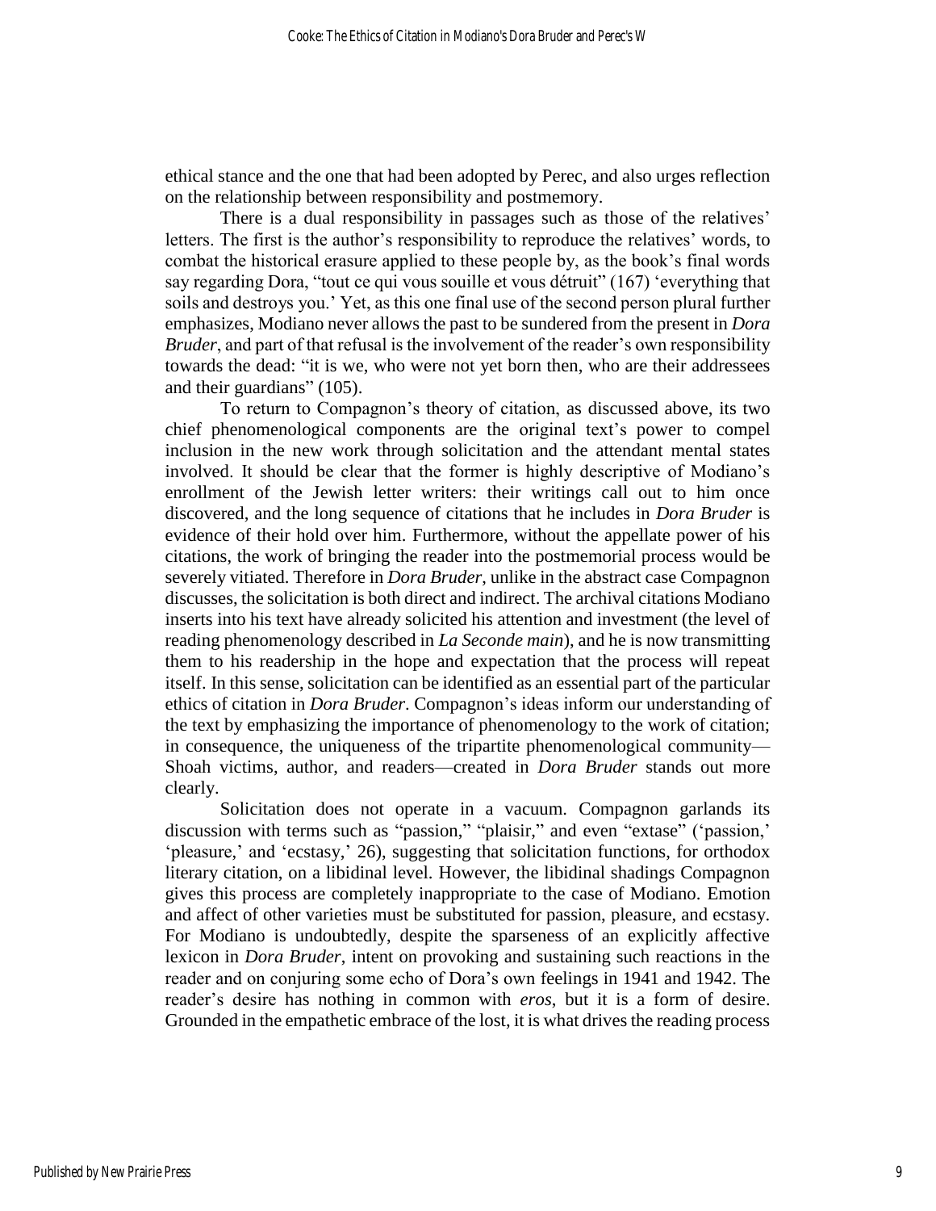ethical stance and the one that had been adopted by Perec, and also urges reflection on the relationship between responsibility and postmemory.

There is a dual responsibility in passages such as those of the relatives' letters. The first is the author's responsibility to reproduce the relatives' words, to combat the historical erasure applied to these people by, as the book's final words say regarding Dora, "tout ce qui vous souille et vous détruit" (167) 'everything that soils and destroys you.' Yet, as this one final use of the second person plural further emphasizes, Modiano never allows the past to be sundered from the present in *Dora Bruder*, and part of that refusal is the involvement of the reader's own responsibility towards the dead: "it is we, who were not yet born then, who are their addressees and their guardians" (105).

To return to Compagnon's theory of citation, as discussed above, its two chief phenomenological components are the original text's power to compel inclusion in the new work through solicitation and the attendant mental states involved. It should be clear that the former is highly descriptive of Modiano's enrollment of the Jewish letter writers: their writings call out to him once discovered, and the long sequence of citations that he includes in *Dora Bruder* is evidence of their hold over him. Furthermore, without the appellate power of his citations, the work of bringing the reader into the postmemorial process would be severely vitiated. Therefore in *Dora Bruder*, unlike in the abstract case Compagnon discusses, the solicitation is both direct and indirect. The archival citations Modiano inserts into his text have already solicited his attention and investment (the level of reading phenomenology described in *La Seconde main*), and he is now transmitting them to his readership in the hope and expectation that the process will repeat itself. In this sense, solicitation can be identified as an essential part of the particular ethics of citation in *Dora Bruder*. Compagnon's ideas inform our understanding of the text by emphasizing the importance of phenomenology to the work of citation; in consequence, the uniqueness of the tripartite phenomenological community—Shoah victims, author, and readers—created in *Dora Bruder* stands out more clearly.

Solicitation does not operate in a vacuum. Compagnon garlands its discussion with terms such as "passion," "plaisir," and even "extase" ('passion,' 'pleasure,' and 'ecstasy,' 26), suggesting that solicitation functions, for orthodox literary citation, on a libidinal level. However, the libidinal shadings Compagnon gives this process are completely inappropriate to the case of Modiano. Emotion and affect of other varieties must be substituted for passion, pleasure, and ecstasy. For Modiano is undoubtedly, despite the sparseness of an explicitly affective lexicon in *Dora Bruder*, intent on provoking and sustaining such reactions in the reader and on conjuring some echo of Dora's own feelings in 1941 and 1942. The reader's desire has nothing in common with *eros*, but it is a form of desire. Grounded in the empathetic embrace of the lost, it is what drives the reading process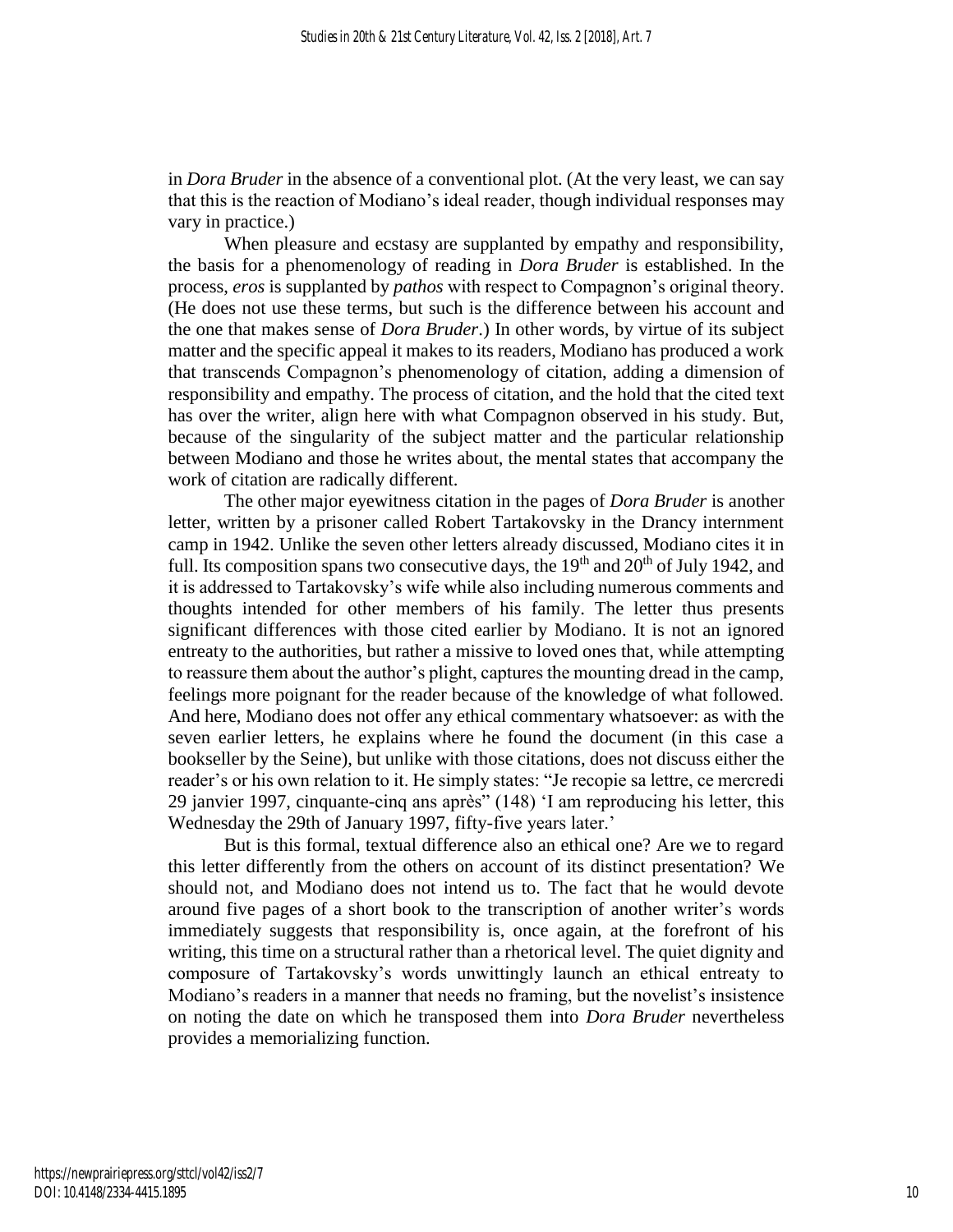in *Dora Bruder* in the absence of a conventional plot. (At the very least, we can say that this is the reaction of Modiano's ideal reader, though individual responses may vary in practice.)

When pleasure and ecstasy are supplanted by empathy and responsibility, the basis for a phenomenology of reading in *Dora Bruder* is established. In the process, *eros* is supplanted by *pathos* with respect to Compagnon's original theory. (He does not use these terms, but such is the difference between his account and the one that makes sense of *Dora Bruder*.) In other words, by virtue of its subject matter and the specific appeal it makes to its readers, Modiano has produced a work that transcends Compagnon's phenomenology of citation, adding a dimension of responsibility and empathy. The process of citation, and the hold that the cited text has over the writer, align here with what Compagnon observed in his study. But, because of the singularity of the subject matter and the particular relationship between Modiano and those he writes about, the mental states that accompany the work of citation are radically different.

The other major eyewitness citation in the pages of *Dora Bruder* is another letter, written by a prisoner called Robert Tartakovsky in the Drancy internment camp in 1942. Unlike the seven other letters already discussed, Modiano cites it in full. Its composition spans two consecutive days, the 19th and 20th of July 1942, and it is addressed to Tartakovsky's wife while also including numerous comments and thoughts intended for other members of his family. The letter thus presents significant differences with those cited earlier by Modiano. It is not an ignored entreaty to the authorities, but rather a missive to loved ones that, while attempting to reassure them about the author's plight, captures the mounting dread in the camp, feelings more poignant for the reader because of the knowledge of what followed. And here, Modiano does not offer any ethical commentary whatsoever: as with the seven earlier letters, he explains where he found the document (in this case a bookseller by the Seine), but unlike with those citations, does not discuss either the reader's or his own relation to it. He simply states: "Je recopie sa lettre, ce mercredi 29 janvier 1997, cinquante-cinq ans après" (148) 'I am reproducing his letter, this Wednesday the 29th of January 1997, fifty-five years later.'

But is this formal, textual difference also an ethical one? Are we to regard this letter differently from the others on account of its distinct presentation? We should not, and Modiano does not intend us to. The fact that he would devote around five pages of a short book to the transcription of another writer's words immediately suggests that responsibility is, once again, at the forefront of his writing, this time on a structural rather than a rhetorical level. The quiet dignity and composure of Tartakovsky's words unwittingly launch an ethical entreaty to Modiano's readers in a manner that needs no framing, but the novelist's insistence on noting the date on which he transposed them into *Dora Bruder* nevertheless provides a memorializing function.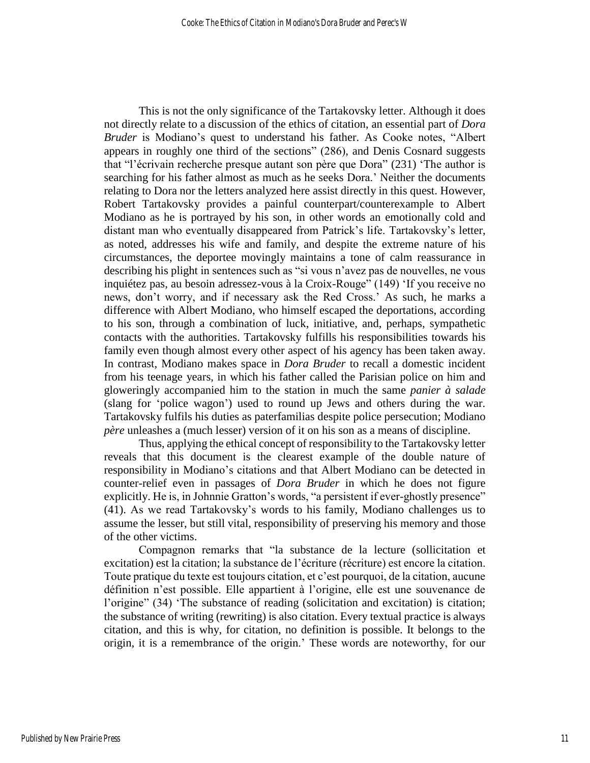This is not the only significance of the Tartakovsky letter. Although it does not directly relate to a discussion of the ethics of citation, an essential part of *Dora Bruder* is Modiano's quest to understand his father. As Cooke notes, "Albert appears in roughly one third of the sections" (286), and Denis Cosnard suggests that "l'écrivain recherche presque autant son père que Dora" (231) 'The author is searching for his father almost as much as he seeks Dora.' Neither the documents relating to Dora nor the letters analyzed here assist directly in this quest. However, Robert Tartakovsky provides a painful counterpart/counterexample to Albert Modiano as he is portrayed by his son, in other words an emotionally cold and distant man who eventually disappeared from Patrick's life. Tartakovsky's letter, as noted, addresses his wife and family, and despite the extreme nature of his circumstances, the deportee movingly maintains a tone of calm reassurance in describing his plight in sentences such as "si vous n'avez pas de nouvelles, ne vous inquiétez pas, au besoin adressez-vous à la Croix-Rouge" (149) 'If you receive no news, don't worry, and if necessary ask the Red Cross.' As such, he marks a difference with Albert Modiano, who himself escaped the deportations, according to his son, through a combination of luck, initiative, and, perhaps, sympathetic contacts with the authorities. Tartakovsky fulfills his responsibilities towards his family even though almost every other aspect of his agency has been taken away. In contrast, Modiano makes space in *Dora Bruder* to recall a domestic incident from his teenage years, in which his father called the Parisian police on him and gloweringly accompanied him to the station in much the same *panier à salade* (slang for 'police wagon') used to round up Jews and others during the war. Tartakovsky fulfils his duties as paterfamilias despite police persecution; Modiano *père* unleashes a (much lesser) version of it on his son as a means of discipline.

Thus, applying the ethical concept of responsibility to the Tartakovsky letter reveals that this document is the clearest example of the double nature of responsibility in Modiano's citations and that Albert Modiano can be detected in counter-relief even in passages of *Dora Bruder* in which he does not figure explicitly. He is, in Johnnie Gratton's words, "a persistent if ever-ghostly presence" (41). As we read Tartakovsky's words to his family, Modiano challenges us to assume the lesser, but still vital, responsibility of preserving his memory and those of the other victims.

Compagnon remarks that "la substance de la lecture (sollicitation et excitation) est la citation; la substance de l'écriture (récriture) est encore la citation. Toute pratique du texte est toujours citation, et c'est pourquoi, de la citation, aucune définition n'est possible. Elle appartient à l'origine, elle est une souvenance de l'origine" (34) 'The substance of reading (solicitation and excitation) is citation; the substance of writing (rewriting) is also citation. Every textual practice is always citation, and this is why, for citation, no definition is possible. It belongs to the origin, it is a remembrance of the origin.' These words are noteworthy, for our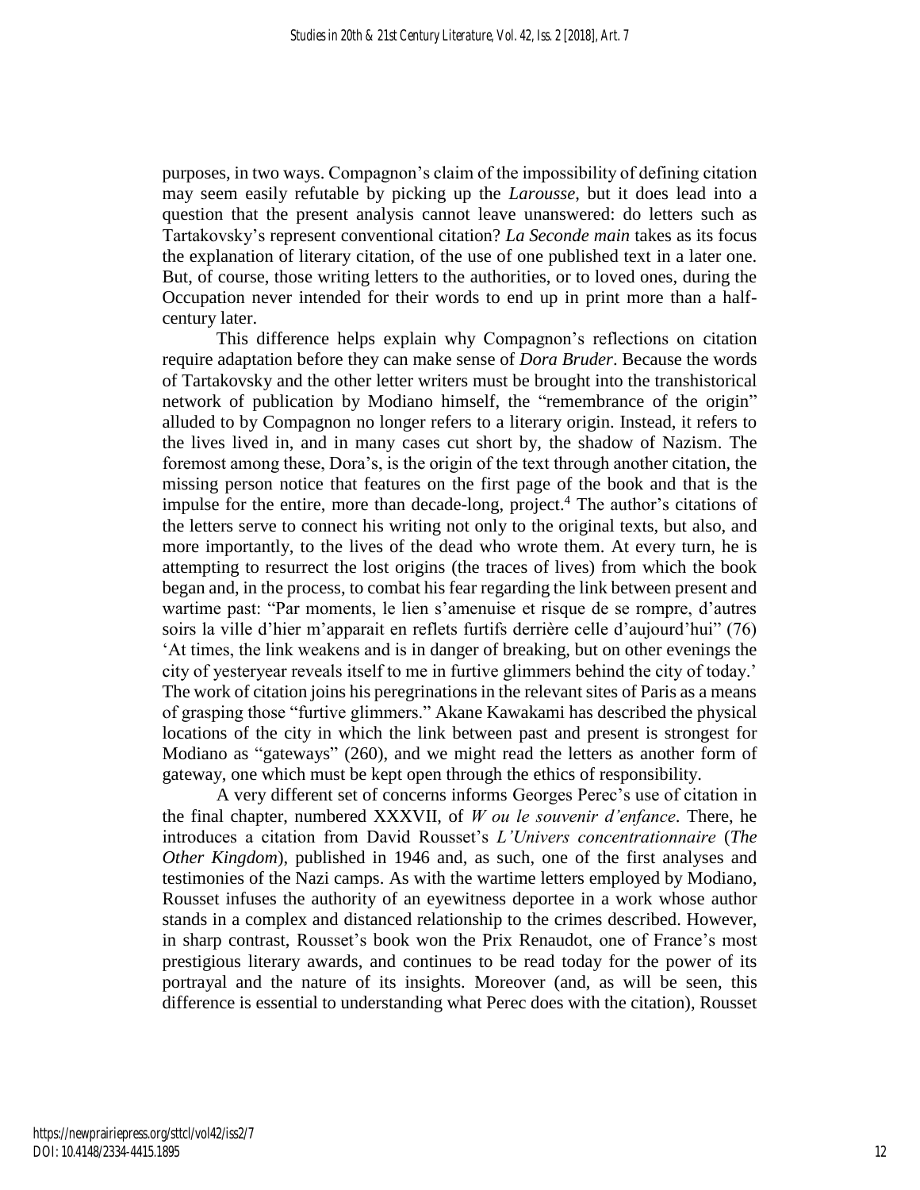purposes, in two ways. Compagnon's claim of the impossibility of defining citation may seem easily refutable by picking up the *Larousse*, but it does lead into a question that the present analysis cannot leave unanswered: do letters such as Tartakovsky's represent conventional citation? *La Seconde main* takes as its focus the explanation of literary citation, of the use of one published text in a later one. But, of course, those writing letters to the authorities, or to loved ones, during the Occupation never intended for their words to end up in print more than a half-century later.

This difference helps explain why Compagnon's reflections on citation require adaptation before they can make sense of *Dora Bruder*. Because the words of Tartakovsky and the other letter writers must be brought into the transhistorical network of publication by Modiano himself, the "remembrance of the origin" alluded to by Compagnon no longer refers to a literary origin. Instead, it refers to the lives lived in, and in many cases cut short by, the shadow of Nazism. The foremost among these, Dora's, is the origin of the text through another citation, the missing person notice that features on the first page of the book and that is the impulse for the entire, more than decade-long, project.[4] The author's citations of the letters serve to connect his writing not only to the original texts, but also, and more importantly, to the lives of the dead who wrote them. At every turn, he is attempting to resurrect the lost origins (the traces of lives) from which the book began and, in the process, to combat his fear regarding the link between present and wartime past: "Par moments, le lien s'amenuise et risque de se rompre, d'autres soirs la ville d'hier m'apparait en reflets furtifs derrière celle d'aujourd'hui" (76) 'At times, the link weakens and is in danger of breaking, but on other evenings the city of yesteryear reveals itself to me in furtive glimmers behind the city of today.' The work of citation joins his peregrinations in the relevant sites of Paris as a means of grasping those "furtive glimmers." Akane Kawakami has described the physical locations of the city in which the link between past and present is strongest for Modiano as "gateways" (260), and we might read the letters as another form of gateway, one which must be kept open through the ethics of responsibility.

A very different set of concerns informs Georges Perec's use of citation in the final chapter, numbered XXXVII, of *W ou le souvenir d'enfance*. There, he introduces a citation from David Rousset's *L'Univers concentrationnaire* (*The Other Kingdom*), published in 1946 and, as such, one of the first analyses and testimonies of the Nazi camps. As with the wartime letters employed by Modiano, Rousset infuses the authority of an eyewitness deportee in a work whose author stands in a complex and distanced relationship to the crimes described. However, in sharp contrast, Rousset's book won the Prix Renaudot, one of France's most prestigious literary awards, and continues to be read today for the power of its portrayal and the nature of its insights. Moreover (and, as will be seen, this difference is essential to understanding what Perec does with the citation), Rousset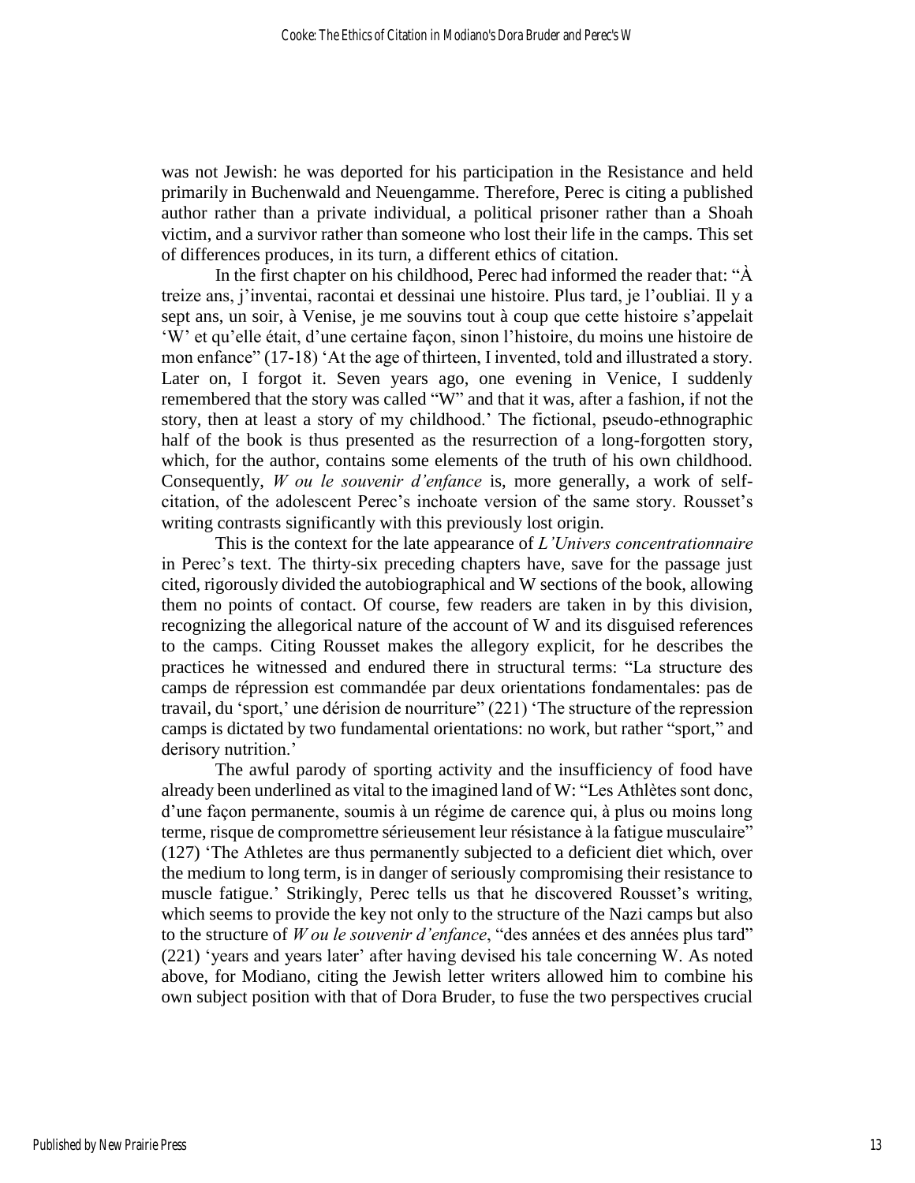was not Jewish: he was deported for his participation in the Resistance and held primarily in Buchenwald and Neuengamme. Therefore, Perec is citing a published author rather than a private individual, a political prisoner rather than a Shoah victim, and a survivor rather than someone who lost their life in the camps. This set of differences produces, in its turn, a different ethics of citation.

In the first chapter on his childhood, Perec had informed the reader that: "À treize ans, j'inventai, racontai et dessinai une histoire. Plus tard, je l'oubliai. Il y a sept ans, un soir, à Venise, je me souvins tout à coup que cette histoire s'appelait 'W' et qu'elle était, d'une certaine façon, sinon l'histoire, du moins une histoire de mon enfance" (17-18) 'At the age of thirteen, I invented, told and illustrated a story. Later on, I forgot it. Seven years ago, one evening in Venice, I suddenly remembered that the story was called "W" and that it was, after a fashion, if not the story, then at least a story of my childhood.' The fictional, pseudo-ethnographic half of the book is thus presented as the resurrection of a long-forgotten story, which, for the author, contains some elements of the truth of his own childhood. Consequently, *W ou le souvenir d'enfance* is, more generally, a work of self-citation, of the adolescent Perec's inchoate version of the same story. Rousset's writing contrasts significantly with this previously lost origin.

This is the context for the late appearance of *L'Univers concentrationnaire* in Perec's text. The thirty-six preceding chapters have, save for the passage just cited, rigorously divided the autobiographical and W sections of the book, allowing them no points of contact. Of course, few readers are taken in by this division, recognizing the allegorical nature of the account of W and its disguised references to the camps. Citing Rousset makes the allegory explicit, for he describes the practices he witnessed and endured there in structural terms: "La structure des camps de répression est commandée par deux orientations fondamentales: pas de travail, du 'sport,' une dérision de nourriture" (221) 'The structure of the repression camps is dictated by two fundamental orientations: no work, but rather "sport," and derisory nutrition.'

The awful parody of sporting activity and the insufficiency of food have already been underlined as vital to the imagined land of W: "Les Athlètes sont donc, d'une façon permanente, soumis à un régime de carence qui, à plus ou moins long terme, risque de compromettre sérieusement leur résistance à la fatigue musculaire" (127) 'The Athletes are thus permanently subjected to a deficient diet which, over the medium to long term, is in danger of seriously compromising their resistance to muscle fatigue.' Strikingly, Perec tells us that he discovered Rousset's writing, which seems to provide the key not only to the structure of the Nazi camps but also to the structure of *W ou le souvenir d'enfance*, "des années et des années plus tard" (221) 'years and years later' after having devised his tale concerning W. As noted above, for Modiano, citing the Jewish letter writers allowed him to combine his own subject position with that of Dora Bruder, to fuse the two perspectives crucial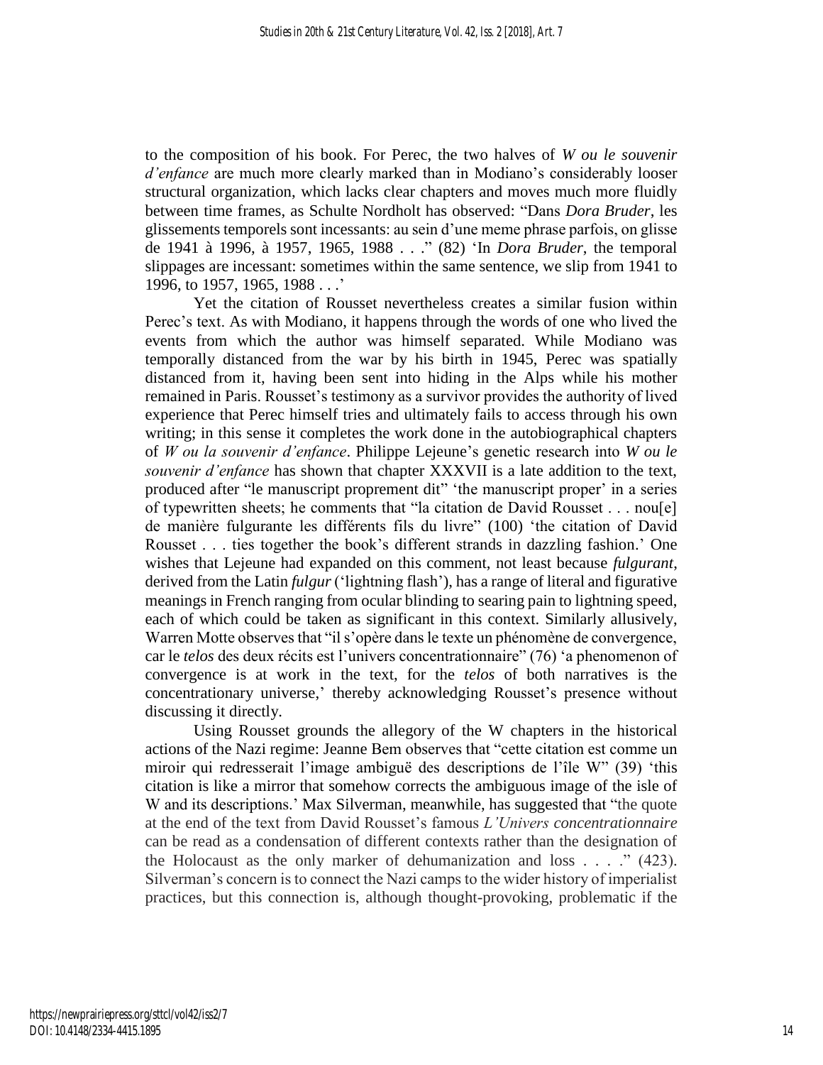to the composition of his book. For Perec, the two halves of *W ou le souvenir d'enfance* are much more clearly marked than in Modiano's considerably looser structural organization, which lacks clear chapters and moves much more fluidly between time frames, as Schulte Nordholt has observed: "Dans *Dora Bruder*, les glissements temporels sont incessants: au sein d'une meme phrase parfois, on glisse de 1941 à 1996, à 1957, 1965, 1988 . . ." (82) 'In *Dora Bruder*, the temporal slippages are incessant: sometimes within the same sentence, we slip from 1941 to 1996, to 1957, 1965, 1988 . . .'

Yet the citation of Rousset nevertheless creates a similar fusion within Perec's text. As with Modiano, it happens through the words of one who lived the events from which the author was himself separated. While Modiano was temporally distanced from the war by his birth in 1945, Perec was spatially distanced from it, having been sent into hiding in the Alps while his mother remained in Paris. Rousset's testimony as a survivor provides the authority of lived experience that Perec himself tries and ultimately fails to access through his own writing; in this sense it completes the work done in the autobiographical chapters of *W ou la souvenir d'enfance*. Philippe Lejeune's genetic research into *W ou le souvenir d'enfance* has shown that chapter XXXVII is a late addition to the text, produced after "le manuscript proprement dit" 'the manuscript proper' in a series of typewritten sheets; he comments that "la citation de David Rousset . . . nou[e] de manière fulgurante les différents fils du livre" (100) 'the citation of David Rousset . . . ties together the book's different strands in dazzling fashion.' One wishes that Lejeune had expanded on this comment, not least because *fulgurant*, derived from the Latin *fulgur* ('lightning flash'), has a range of literal and figurative meanings in French ranging from ocular blinding to searing pain to lightning speed, each of which could be taken as significant in this context. Similarly allusively, Warren Motte observes that "il s'opère dans le texte un phénomène de convergence, car le *telos* des deux récits est l'univers concentrationnaire" (76) 'a phenomenon of convergence is at work in the text, for the *telos* of both narratives is the concentrationary universe,' thereby acknowledging Rousset's presence without discussing it directly.

Using Rousset grounds the allegory of the W chapters in the historical actions of the Nazi regime: Jeanne Bem observes that "cette citation est comme un miroir qui redresserait l'image ambiguë des descriptions de l'île W" (39) 'this citation is like a mirror that somehow corrects the ambiguous image of the isle of W and its descriptions.' Max Silverman, meanwhile, has suggested that "the quote at the end of the text from David Rousset's famous *L'Univers concentrationnaire* can be read as a condensation of different contexts rather than the designation of the Holocaust as the only marker of dehumanization and loss . . . ." (423). Silverman's concern is to connect the Nazi camps to the wider history of imperialist practices, but this connection is, although thought-provoking, problematic if the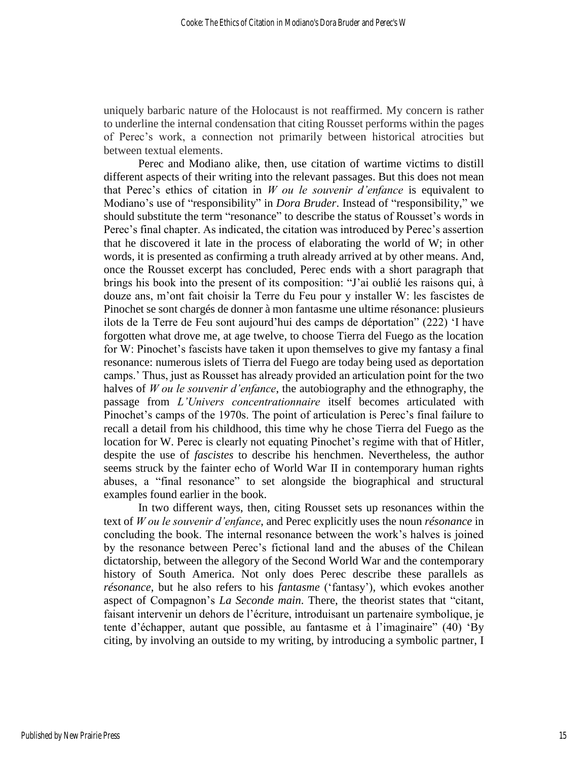uniquely barbaric nature of the Holocaust is not reaffirmed. My concern is rather to underline the internal condensation that citing Rousset performs within the pages of Perec's work, a connection not primarily between historical atrocities but between textual elements.

Perec and Modiano alike, then, use citation of wartime victims to distill different aspects of their writing into the relevant passages. But this does not mean that Perec's ethics of citation in *W ou le souvenir d'enfance* is equivalent to Modiano's use of "responsibility" in *Dora Bruder*. Instead of "responsibility," we should substitute the term "resonance" to describe the status of Rousset's words in Perec's final chapter. As indicated, the citation was introduced by Perec's assertion that he discovered it late in the process of elaborating the world of W; in other words, it is presented as confirming a truth already arrived at by other means. And, once the Rousset excerpt has concluded, Perec ends with a short paragraph that brings his book into the present of its composition: "J'ai oublié les raisons qui, à douze ans, m'ont fait choisir la Terre du Feu pour y installer W: les fascistes de Pinochet se sont chargés de donner à mon fantasme une ultime résonance: plusieurs ilots de la Terre de Feu sont aujourd'hui des camps de déportation" (222) 'I have forgotten what drove me, at age twelve, to choose Tierra del Fuego as the location for W: Pinochet's fascists have taken it upon themselves to give my fantasy a final resonance: numerous islets of Tierra del Fuego are today being used as deportation camps.' Thus, just as Rousset has already provided an articulation point for the two halves of *W ou le souvenir d'enfance*, the autobiography and the ethnography, the passage from *L'Univers concentrationnaire* itself becomes articulated with Pinochet's camps of the 1970s. The point of articulation is Perec's final failure to recall a detail from his childhood, this time why he chose Tierra del Fuego as the location for W. Perec is clearly not equating Pinochet's regime with that of Hitler, despite the use of *fascistes* to describe his henchmen. Nevertheless, the author seems struck by the fainter echo of World War II in contemporary human rights abuses, a "final resonance" to set alongside the biographical and structural examples found earlier in the book.

In two different ways, then, citing Rousset sets up resonances within the text of *W ou le souvenir d'enfance*, and Perec explicitly uses the noun *résonance* in concluding the book. The internal resonance between the work's halves is joined by the resonance between Perec's fictional land and the abuses of the Chilean dictatorship, between the allegory of the Second World War and the contemporary history of South America. Not only does Perec describe these parallels as *résonance*, but he also refers to his *fantasme* ('fantasy'), which evokes another aspect of Compagnon's *La Seconde main*. There, the theorist states that "citant, faisant intervenir un dehors de l'écriture, introduisant un partenaire symbolique, je tente d'échapper, autant que possible, au fantasme et à l'imaginaire" (40) 'By citing, by involving an outside to my writing, by introducing a symbolic partner, I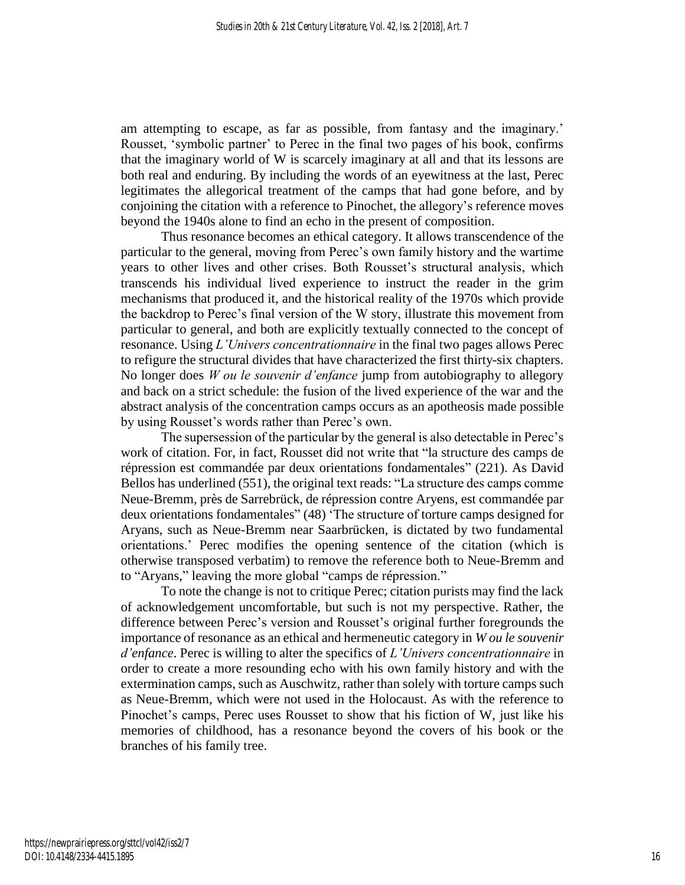am attempting to escape, as far as possible, from fantasy and the imaginary.' Rousset, 'symbolic partner' to Perec in the final two pages of his book, confirms that the imaginary world of W is scarcely imaginary at all and that its lessons are both real and enduring. By including the words of an eyewitness at the last, Perec legitimates the allegorical treatment of the camps that had gone before, and by conjoining the citation with a reference to Pinochet, the allegory's reference moves beyond the 1940s alone to find an echo in the present of composition.

Thus resonance becomes an ethical category. It allows transcendence of the particular to the general, moving from Perec's own family history and the wartime years to other lives and other crises. Both Rousset's structural analysis, which transcends his individual lived experience to instruct the reader in the grim mechanisms that produced it, and the historical reality of the 1970s which provide the backdrop to Perec's final version of the W story, illustrate this movement from particular to general, and both are explicitly textually connected to the concept of resonance. Using *L'Univers concentrationnaire* in the final two pages allows Perec to refigure the structural divides that have characterized the first thirty-six chapters. No longer does *W ou le souvenir d'enfance* jump from autobiography to allegory and back on a strict schedule: the fusion of the lived experience of the war and the abstract analysis of the concentration camps occurs as an apotheosis made possible by using Rousset's words rather than Perec's own.

The supersession of the particular by the general is also detectable in Perec's work of citation. For, in fact, Rousset did not write that "la structure des camps de répression est commandée par deux orientations fondamentales" (221). As David Bellos has underlined (551), the original text reads: "La structure des camps comme Neue-Bremm, près de Sarrebrück, de répression contre Aryens, est commandée par deux orientations fondamentales" (48) 'The structure of torture camps designed for Aryans, such as Neue-Bremm near Saarbrücken, is dictated by two fundamental orientations.' Perec modifies the opening sentence of the citation (which is otherwise transposed verbatim) to remove the reference both to Neue-Bremm and to "Aryens," leaving the more global "camps de répression."

To note the change is not to critique Perec; citation purists may find the lack of acknowledgement uncomfortable, but such is not my perspective. Rather, the difference between Perec's version and Rousset's original further foregrounds the importance of resonance as an ethical and hermeneutic category in *W ou le souvenir d'enfance*. Perec is willing to alter the specifics of *L'Univers concentrationnaire* in order to create a more resounding echo with his own family history and with the extermination camps, such as Auschwitz, rather than solely with torture camps such as Neue-Bremm, which were not used in the Holocaust. As with the reference to Pinochet's camps, Perec uses Rousset to show that his fiction of W, just like his memories of childhood, has a resonance beyond the covers of his book or the branches of his family tree.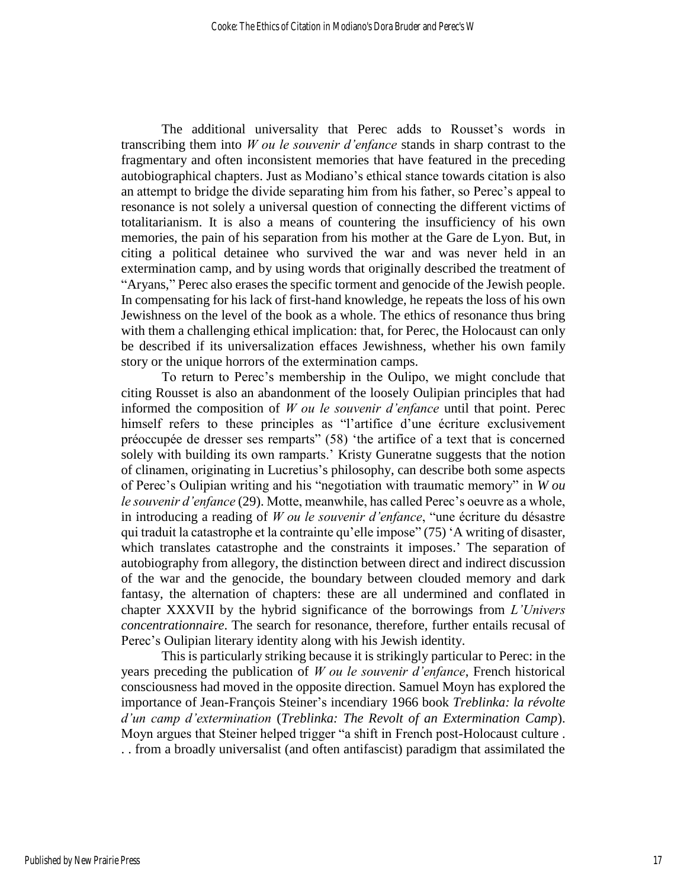The additional universality that Perec adds to Rousset's words in transcribing them into *W ou le souvenir d'enfance* stands in sharp contrast to the fragmentary and often inconsistent memories that have featured in the preceding autobiographical chapters. Just as Modiano's ethical stance towards citation is also an attempt to bridge the divide separating him from his father, so Perec's appeal to resonance is not solely a universal question of connecting the different victims of totalitarianism. It is also a means of countering the insufficiency of his own memories, the pain of his separation from his mother at the Gare de Lyon. But, in citing a political detainee who survived the war and was never held in an extermination camp, and by using words that originally described the treatment of "Aryans," Perec also erases the specific torment and genocide of the Jewish people. In compensating for his lack of first-hand knowledge, he repeats the loss of his own Jewishness on the level of the book as a whole. The ethics of resonance thus bring with them a challenging ethical implication: that, for Perec, the Holocaust can only be described if its universalization effaces Jewishness, whether his own family story or the unique horrors of the extermination camps.

To return to Perec's membership in the Oulipo, we might conclude that citing Rousset is also an abandonment of the loosely Oulipian principles that had informed the composition of *W ou le souvenir d'enfance* until that point. Perec himself refers to these principles as "l'artifice d'une écriture exclusivement préoccupée de dresser ses remparts" (58) 'the artifice of a text that is concerned solely with building its own ramparts.' Kristy Guneratne suggests that the notion of clinamen, originating in Lucretius's philosophy, can describe both some aspects of Perec's Oulipian writing and his "negotiation with traumatic memory" in *W ou le souvenir d'enfance* (29). Motte, meanwhile, has called Perec's oeuvre as a whole, in introducing a reading of *W ou le souvenir d'enfance*, "une écriture du désastre qui traduit la catastrophe et la contrainte qu'elle impose" (75) 'A writing of disaster, which translates catastrophe and the constraints it imposes.' The separation of autobiography from allegory, the distinction between direct and indirect discussion of the war and the genocide, the boundary between clouded memory and dark fantasy, the alternation of chapters: these are all undermined and conflated in chapter XXXVII by the hybrid significance of the borrowings from *L'Univers concentrationnaire*. The search for resonance, therefore, further entails recusal of Perec's Oulipian literary identity along with his Jewish identity.

This is particularly striking because it is strikingly particular to Perec: in the years preceding the publication of *W ou le souvenir d'enfance*, French historical consciousness had moved in the opposite direction. Samuel Moyn has explored the importance of Jean-François Steiner's incendiary 1966 book *Treblinka: la révolte d'un camp d'extermination* (*Treblinka: The Revolt of an Extermination Camp*). Moyn argues that Steiner helped trigger "a shift in French post-Holocaust culture . . . from a broadly universalist (and often antifascist) paradigm that assimilated the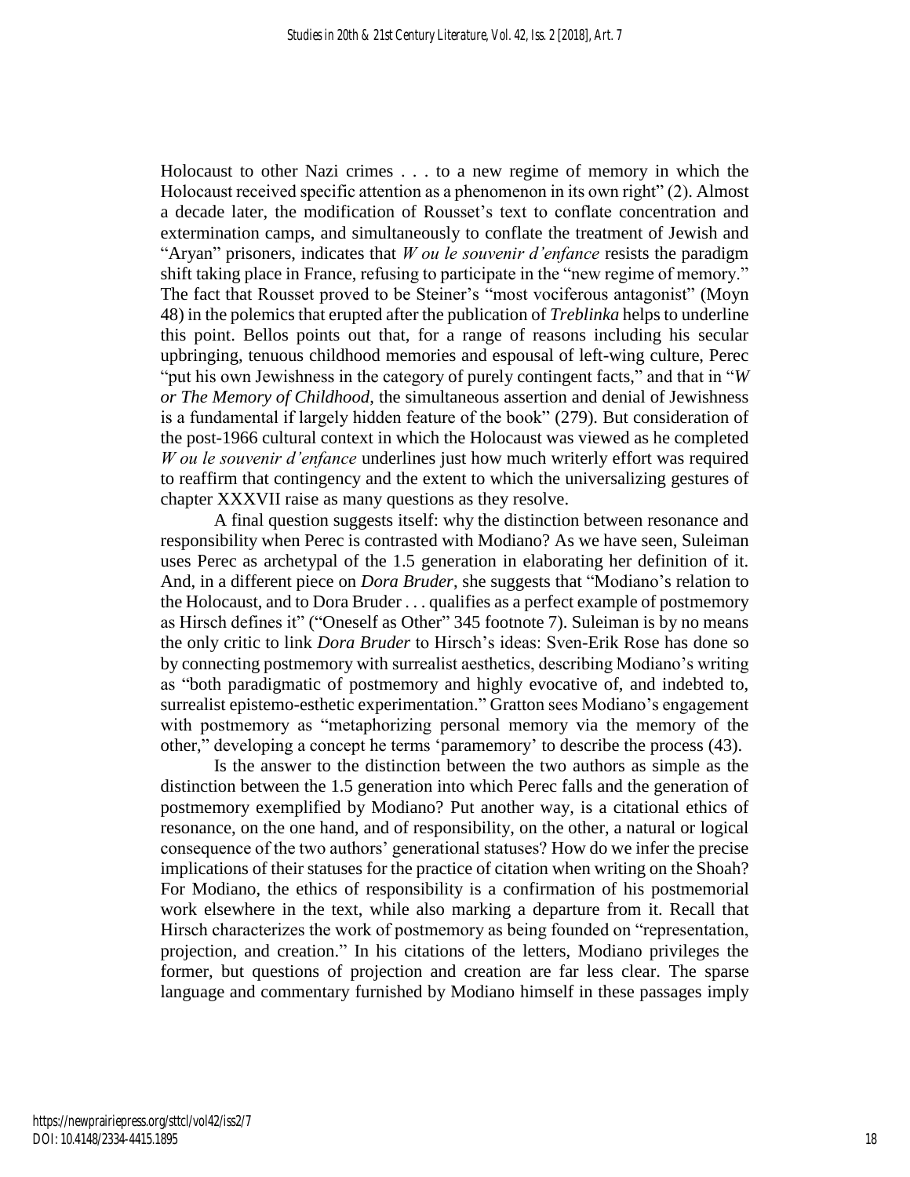Holocaust to other Nazi crimes . . . to a new regime of memory in which the Holocaust received specific attention as a phenomenon in its own right" (2). Almost a decade later, the modification of Rousset's text to conflate concentration and extermination camps, and simultaneously to conflate the treatment of Jewish and "Aryan" prisoners, indicates that *W ou le souvenir d'enfance* resists the paradigm shift taking place in France, refusing to participate in the "new regime of memory." The fact that Rousset proved to be Steiner's "most vociferous antagonist" (Moyn 48) in the polemics that erupted after the publication of *Treblinka* helps to underline this point. Bellos points out that, for a range of reasons including his secular upbringing, tenuous childhood memories and espousal of left-wing culture, Perec "put his own Jewishness in the category of purely contingent facts," and that in "*W or The Memory of Childhood*, the simultaneous assertion and denial of Jewishness is a fundamental if largely hidden feature of the book" (279). But consideration of the post-1966 cultural context in which the Holocaust was viewed as he completed *W ou le souvenir d'enfance* underlines just how much writerly effort was required to reaffirm that contingency and the extent to which the universalizing gestures of chapter XXXVII raise as many questions as they resolve.

A final question suggests itself: why the distinction between resonance and responsibility when Perec is contrasted with Modiano? As we have seen, Suleiman uses Perec as archetypal of the 1.5 generation in elaborating her definition of it. And, in a different piece on *Dora Bruder*, she suggests that "Modiano's relation to the Holocaust, and to Dora Bruder . . . qualifies as a perfect example of postmemory as Hirsch defines it" ("Oneself as Other" 345 footnote 7). Suleiman is by no means the only critic to link *Dora Bruder* to Hirsch's ideas: Sven-Erik Rose has done so by connecting postmemory with surrealist aesthetics, describing Modiano's writing as "both paradigmatic of postmemory and highly evocative of, and indebted to, surrealist epistemo-esthetic experimentation." Gratton sees Modiano's engagement with postmemory as "metaphorizing personal memory via the memory of the other," developing a concept he terms 'paramemory' to describe the process (43).

Is the answer to the distinction between the two authors as simple as the distinction between the 1.5 generation into which Perec falls and the generation of postmemory exemplified by Modiano? Put another way, is a citational ethics of resonance, on the one hand, and of responsibility, on the other, a natural or logical consequence of the two authors' generational statuses? How do we infer the precise implications of their statuses for the practice of citation when writing on the Shoah? For Modiano, the ethics of responsibility is a confirmation of his postmemorial work elsewhere in the text, while also marking a departure from it. Recall that Hirsch characterizes the work of postmemory as being founded on "representation, projection, and creation." In his citations of the letters, Modiano privileges the former, but questions of projection and creation are far less clear. The sparse language and commentary furnished by Modiano himself in these passages imply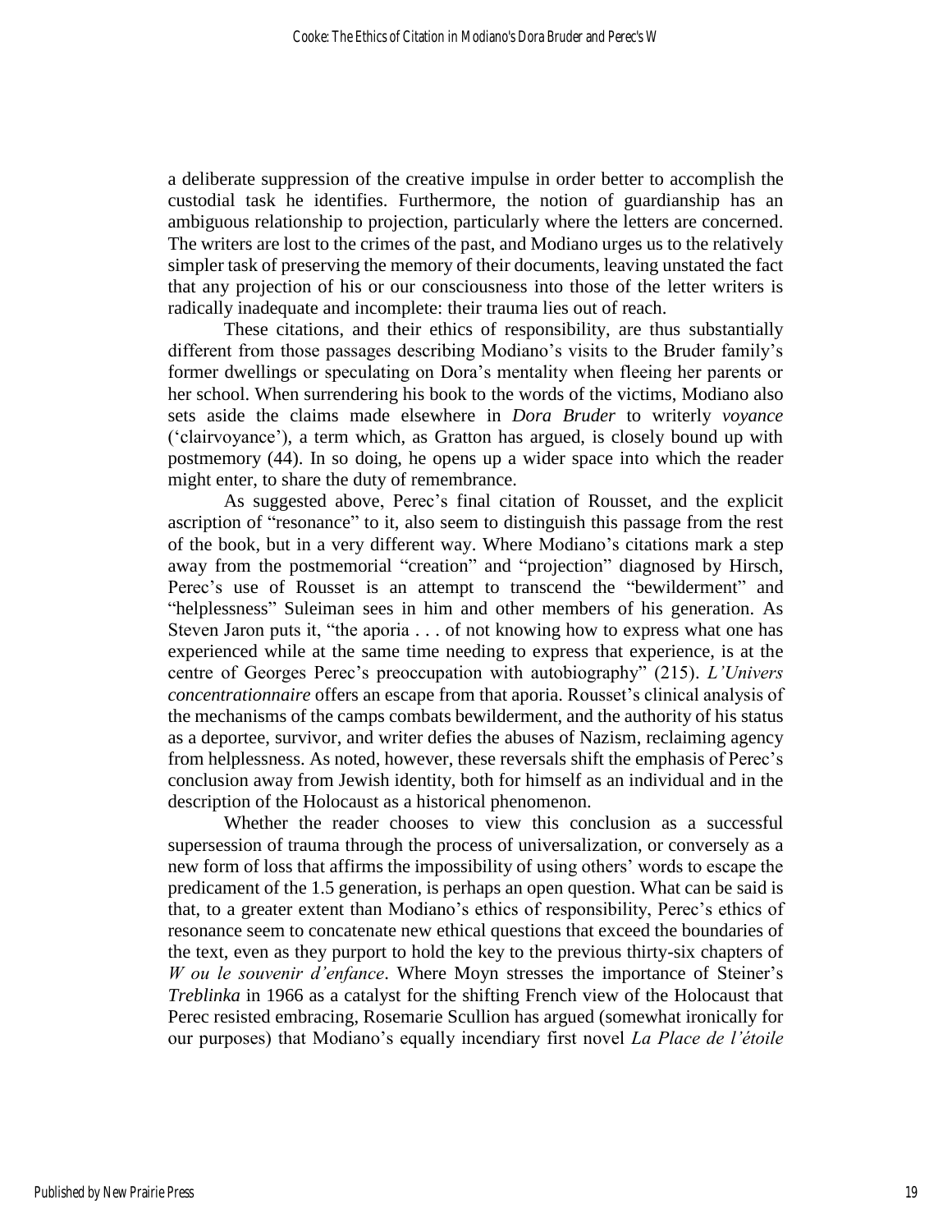a deliberate suppression of the creative impulse in order better to accomplish the custodial task he identifies. Furthermore, the notion of guardianship has an ambiguous relationship to projection, particularly where the letters are concerned. The writers are lost to the crimes of the past, and Modiano urges us to the relatively simpler task of preserving the memory of their documents, leaving unstated the fact that any projection of his or our consciousness into those of the letter writers is radically inadequate and incomplete: their trauma lies out of reach.

These citations, and their ethics of responsibility, are thus substantially different from those passages describing Modiano's visits to the Bruder family's former dwellings or speculating on Dora's mentality when fleeing her parents or her school. When surrendering his book to the words of the victims, Modiano also sets aside the claims made elsewhere in *Dora Bruder* to writerly *voyance* ('clairvoyance'), a term which, as Gratton has argued, is closely bound up with postmemory (44). In so doing, he opens up a wider space into which the reader might enter, to share the duty of remembrance.

As suggested above, Perec's final citation of Rousset, and the explicit ascription of "resonance" to it, also seem to distinguish this passage from the rest of the book, but in a very different way. Where Modiano's citations mark a step away from the postmemorial "creation" and "projection" diagnosed by Hirsch, Perec's use of Rousset is an attempt to transcend the "bewilderment" and "helplessness" Suleiman sees in him and other members of his generation. As Steven Jaron puts it, "the aporia . . . of not knowing how to express what one has experienced while at the same time needing to express that experience, is at the centre of Georges Perec's preoccupation with autobiography" (215). *L'Univers concentrationnaire* offers an escape from that aporia. Rousset's clinical analysis of the mechanisms of the camps combats bewilderment, and the authority of his status as a deportee, survivor, and writer defies the abuses of Nazism, reclaiming agency from helplessness. As noted, however, these reversals shift the emphasis of Perec's conclusion away from Jewish identity, both for himself as an individual and in the description of the Holocaust as a historical phenomenon.

Whether the reader chooses to view this conclusion as a successful supersession of trauma through the process of universalization, or conversely as a new form of loss that affirms the impossibility of using others' words to escape the predicament of the 1.5 generation, is perhaps an open question. What can be said is that, to a greater extent than Modiano's ethics of responsibility, Perec's ethics of resonance seem to concatenate new ethical questions that exceed the boundaries of the text, even as they purport to hold the key to the previous thirty-six chapters of *W ou le souvenir d'enfance*. Where Moyn stresses the importance of Steiner's *Treblinka* in 1966 as a catalyst for the shifting French view of the Holocaust that Perec resisted embracing, Rosemarie Scullion has argued (somewhat ironically for our purposes) that Modiano's equally incendiary first novel *La Place de l'étoile*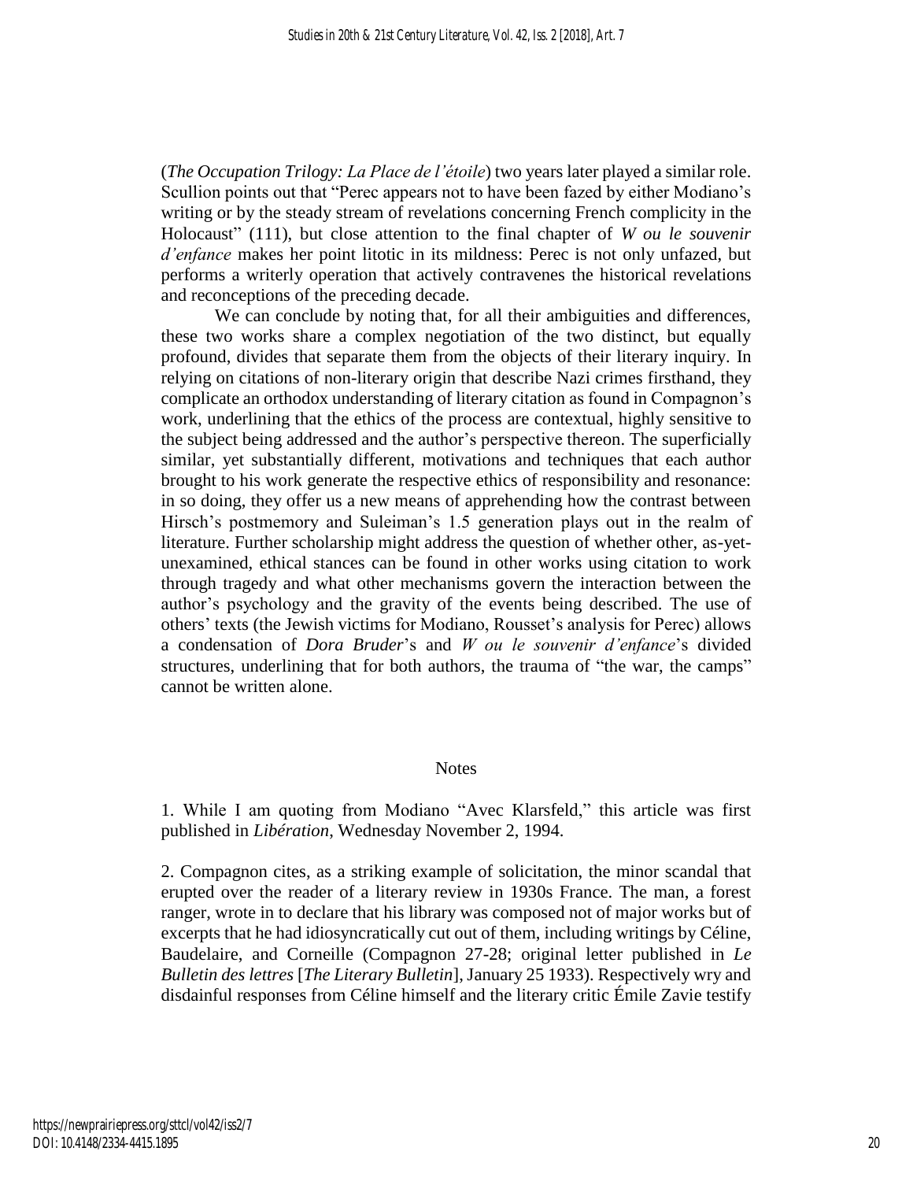(*The Occupation Trilogy: La Place de l'étoile*) two years later played a similar role. Scullion points out that "Perec appears not to have been fazed by either Modiano's writing or by the steady stream of revelations concerning French complicity in the Holocaust" (111), but close attention to the final chapter of *W ou le souvenir d'enfance* makes her point litotic in its mildness: Perec is not only unfazed, but performs a writerly operation that actively contravenes the historical revelations and reconceptions of the preceding decade.

We can conclude by noting that, for all their ambiguities and differences, these two works share a complex negotiation of the two distinct, but equally profound, divides that separate them from the objects of their literary inquiry. In relying on citations of non-literary origin that describe Nazi crimes firsthand, they complicate an orthodox understanding of literary citation as found in Compagnon's work, underlining that the ethics of the process are contextual, highly sensitive to the subject being addressed and the author's perspective thereon. The superficially similar, yet substantially different, motivations and techniques that each author brought to his work generate the respective ethics of responsibility and resonance: in so doing, they offer us a new means of apprehending how the contrast between Hirsch's postmemory and Suleiman's 1.5 generation plays out in the realm of literature. Further scholarship might address the question of whether other, as-yet-unexamined, ethical stances can be found in other works using citation to work through tragedy and what other mechanisms govern the interaction between the author's psychology and the gravity of the events being described. The use of others' texts (the Jewish victims for Modiano, Rousset's analysis for Perec) allows a condensation of *Dora Bruder*'s and *W ou le souvenir d'enfance*'s divided structures, underlining that for both authors, the trauma of "the war, the camps" cannot be written alone.

## Notes

1. While I am quoting from Modiano "Avec Klarsfeld," this article was first published in *Libération*, Wednesday November 2, 1994.

2. Compagnon cites, as a striking example of solicitation, the minor scandal that erupted over the reader of a literary review in 1930s France. The man, a forest ranger, wrote in to declare that his library was composed not of major works but of excerpts that he had idiosyncratically cut out of them, including writings by Céline, Baudelaire, and Corneille (Compagnon 27-28; original letter published in *Le Bulletin des lettres* [*The Literary Bulletin*], January 25 1933). Respectively wry and disdainful responses from Céline himself and the literary critic Émile Zavie testify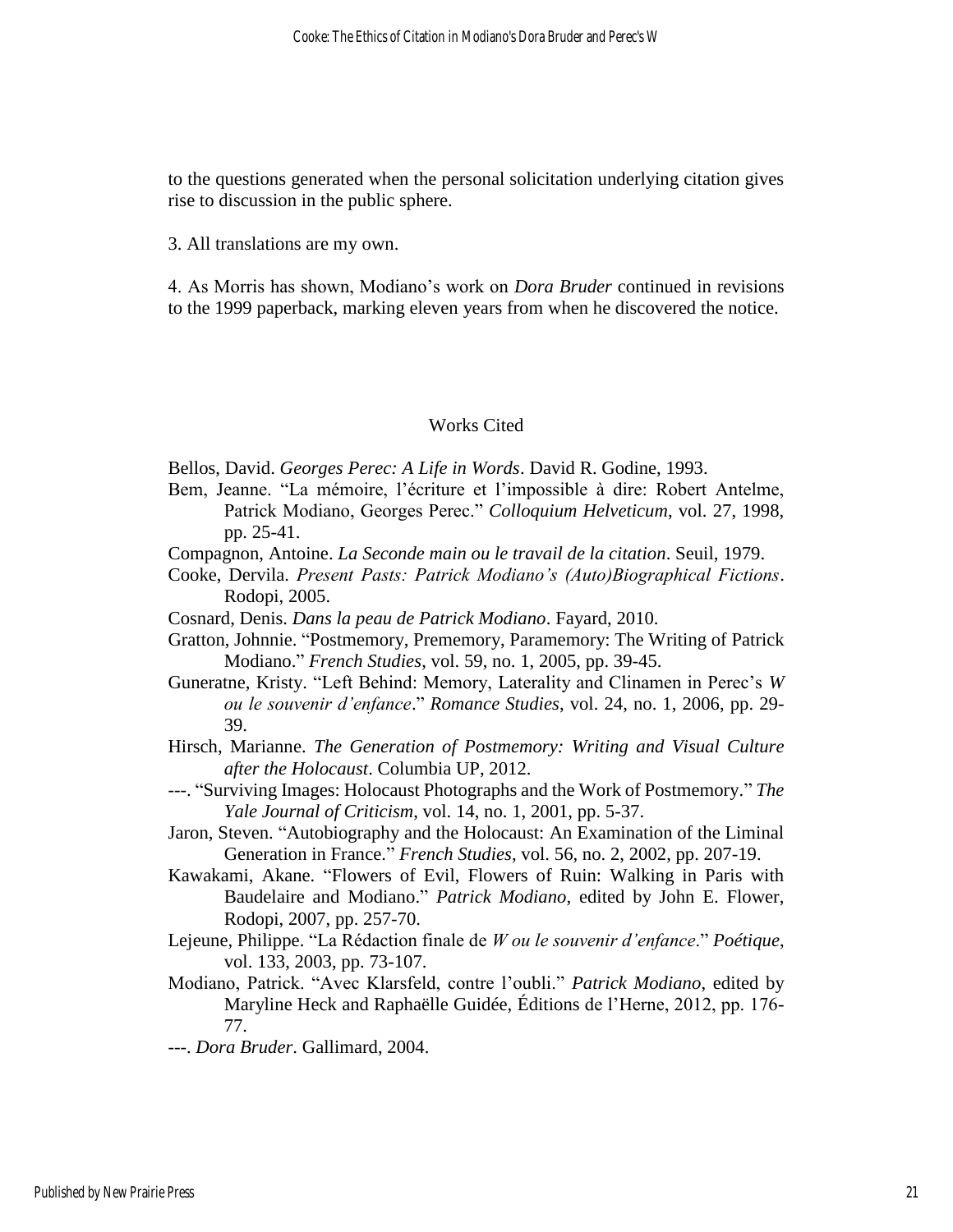to the questions generated when the personal solicitation underlying citation gives rise to discussion in the public sphere.

3. All translations are my own.

4. As Morris has shown, Modiano's work on *Dora Bruder* continued in revisions to the 1999 paperback, marking eleven years from when he discovered the notice.

## Works Cited

Bellos, David. *Georges Perec: A Life in Words*. David R. Godine, 1993.

Bem, Jeanne. "La mémoire, l'écriture et l'impossible à dire: Robert Antelme, Patrick Modiano, Georges Perec." *Colloquium Helveticum*, vol. 27, 1998, pp. 25-41.

Compagnon, Antoine. *La Seconde main ou le travail de la citation*. Seuil, 1979.

Cooke, Dervila. *Present Pasts: Patrick Modiano's (Auto)Biographical Fictions*. Rodopi, 2005.

Cosnard, Denis. *Dans la peau de Patrick Modiano*. Fayard, 2010.

Gratton, Johnnie. "Postmemory, Prememory, Paramemory: The Writing of Patrick Modiano." *French Studies*, vol. 59, no. 1, 2005, pp. 39-45.

Guneratne, Kristy. "Left Behind: Memory, Laterality and Clinamen in Perec's *W ou le souvenir d'enfance*." *Romance Studies*, vol. 24, no. 1, 2006, pp. 29-39.

Hirsch, Marianne. *The Generation of Postmemory: Writing and Visual Culture after the Holocaust*. Columbia UP, 2012.

---. "Surviving Images: Holocaust Photographs and the Work of Postmemory." *The Yale Journal of Criticism*, vol. 14, no. 1, 2001, pp. 5-37.

Jaron, Steven. "Autobiography and the Holocaust: An Examination of the Liminal Generation in France." *French Studies*, vol. 56, no. 2, 2002, pp. 207-19.

Kawakami, Akane. "Flowers of Evil, Flowers of Ruin: Walking in Paris with Baudelaire and Modiano." *Patrick Modiano*, edited by John E. Flower, Rodopi, 2007, pp. 257-70.

Lejeune, Philippe. "La Rédaction finale de *W ou le souvenir d'enfance*." *Poétique*, vol. 133, 2003, pp. 73-107.

Modiano, Patrick. "Avec Klarsfeld, contre l'oubli." *Patrick Modiano*, edited by Maryline Heck and Raphaëlle Guidée, Éditions de l'Herne, 2012, pp. 176-77.

---. *Dora Bruder*. Gallimard, 2004.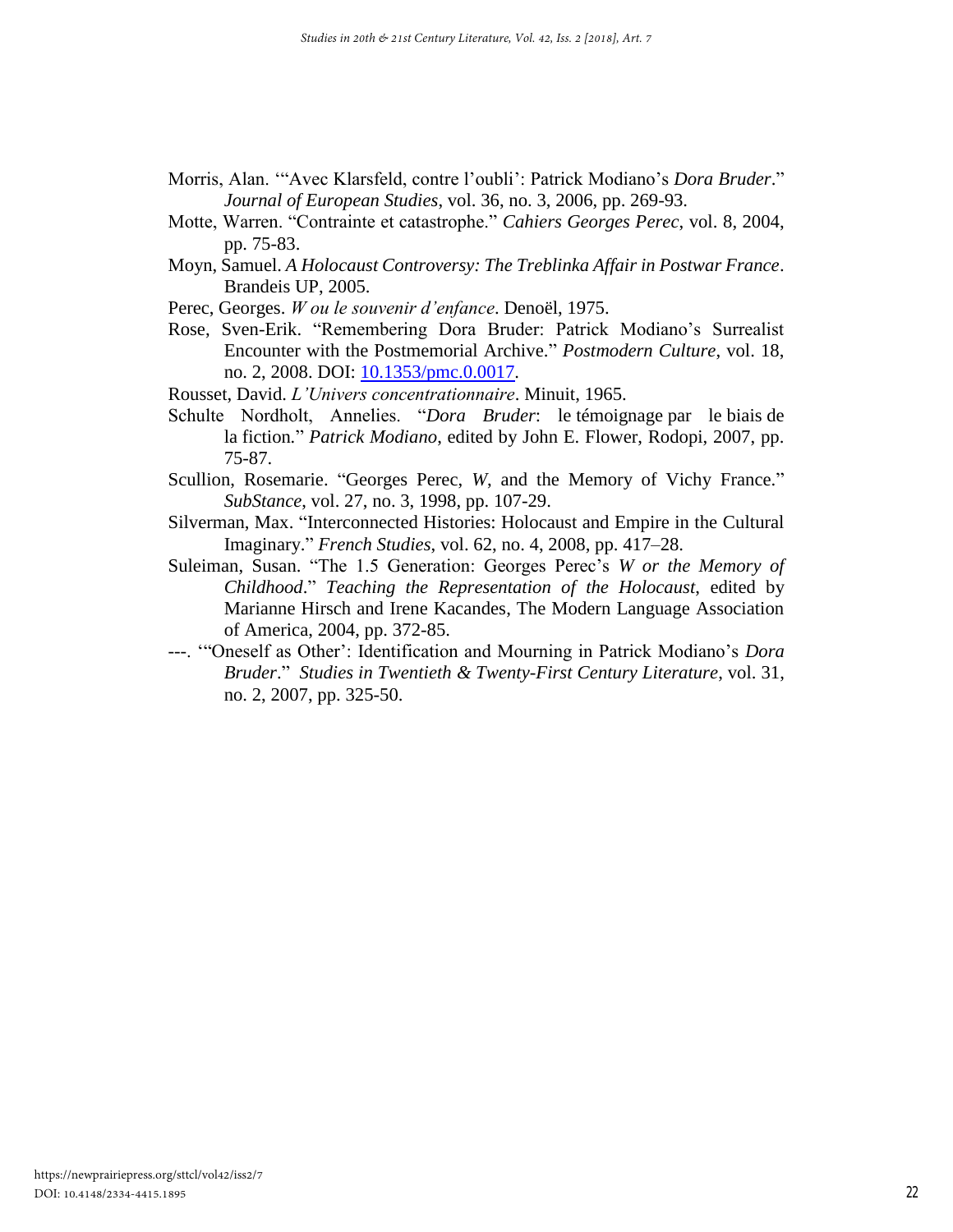Morris, Alan. '"Avec Klarsfeld, contre l'oubli': Patrick Modiano's *Dora Bruder*." *Journal of European Studies*, vol. 36, no. 3, 2006, pp. 269-93.

Motte, Warren. "Contrainte et catastrophe." *Cahiers Georges Perec*, vol. 8, 2004, pp. 75-83.

Moyn, Samuel. *A Holocaust Controversy: The Treblinka Affair in Postwar France*. Brandeis UP, 2005.

Perec, Georges. *W ou le souvenir d'enfance*. Denoël, 1975.

Rose, Sven-Erik. "Remembering Dora Bruder: Patrick Modiano's Surrealist Encounter with the Postmemorial Archive." *Postmodern Culture*, vol. 18, no. 2, 2008. DOI: [10.1353/pmc.0.0017](https://doi.org/10.1353/pmc.0.0017).

Rousset, David. *L'Univers concentrationnaire*. Minuit, 1965.

Schulte Nordholt, Annelies. "*Dora Bruder*: le témoignage par le biais de la fiction." *Patrick Modiano*, edited by John E. Flower, Rodopi, 2007, pp. 75-87.

Scullion, Rosemarie. "Georges Perec, *W*, and the Memory of Vichy France." *SubStance*, vol. 27, no. 3, 1998, pp. 107-29.

Silverman, Max. "Interconnected Histories: Holocaust and Empire in the Cultural Imaginary." *French Studies*, vol. 62, no. 4, 2008, pp. 417–28.

Suleiman, Susan. "The 1.5 Generation: Georges Perec's *W or the Memory of Childhood*." *Teaching the Representation of the Holocaust*, edited by Marianne Hirsch and Irene Kacandes, The Modern Language Association of America, 2004, pp. 372-85.

---. '"Oneself as Other': Identification and Mourning in Patrick Modiano's *Dora Bruder*." *Studies in Twentieth & Twenty-First Century Literature*, vol. 31, no. 2, 2007, pp. 325-50.